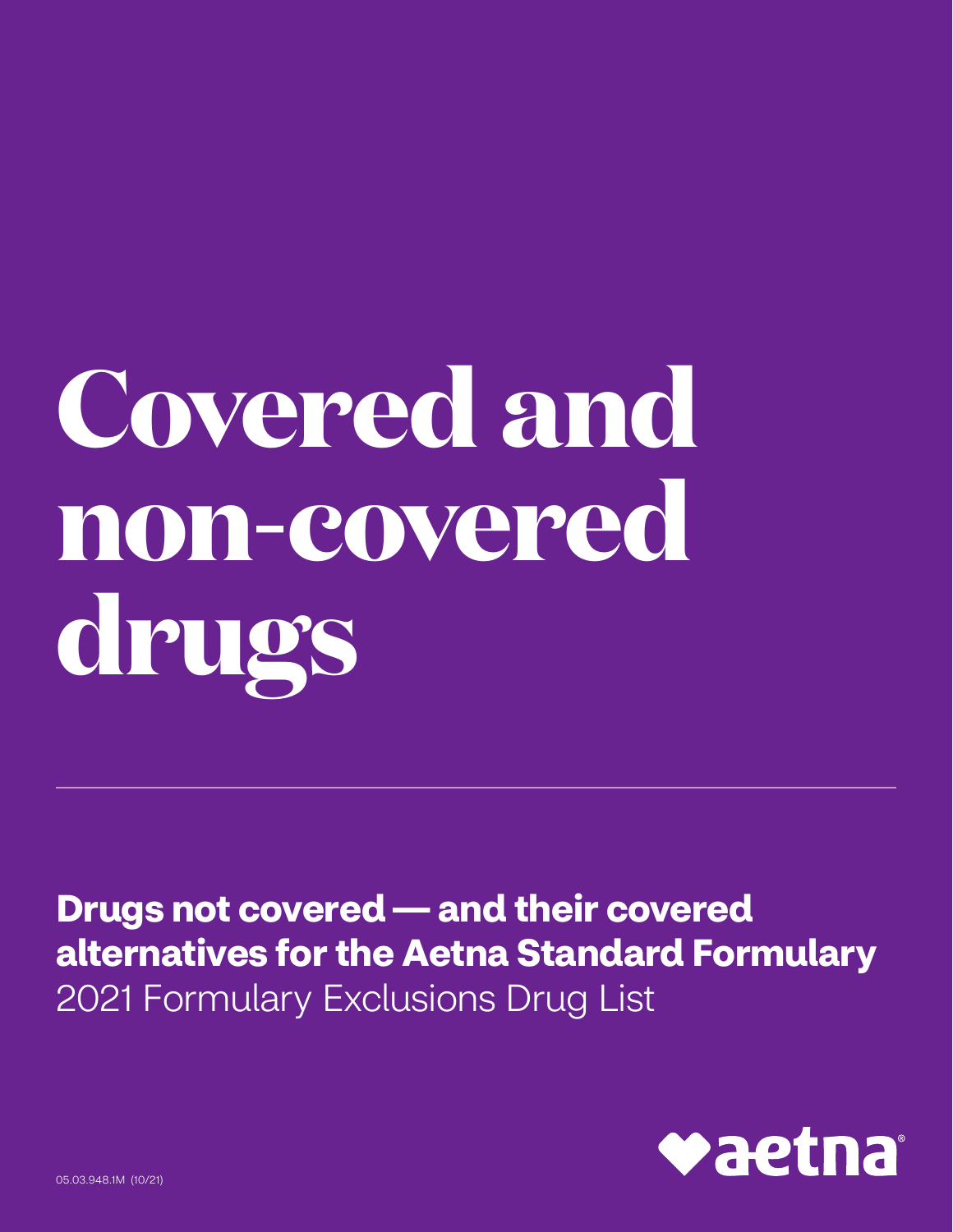# Covered and non-covered drugs

**Drugs not covered — and their covered alternatives for the Aetna Standard Formulary**
2021 Formulary Exclusions Drug List

aetna

05.03.948.1M (10/21)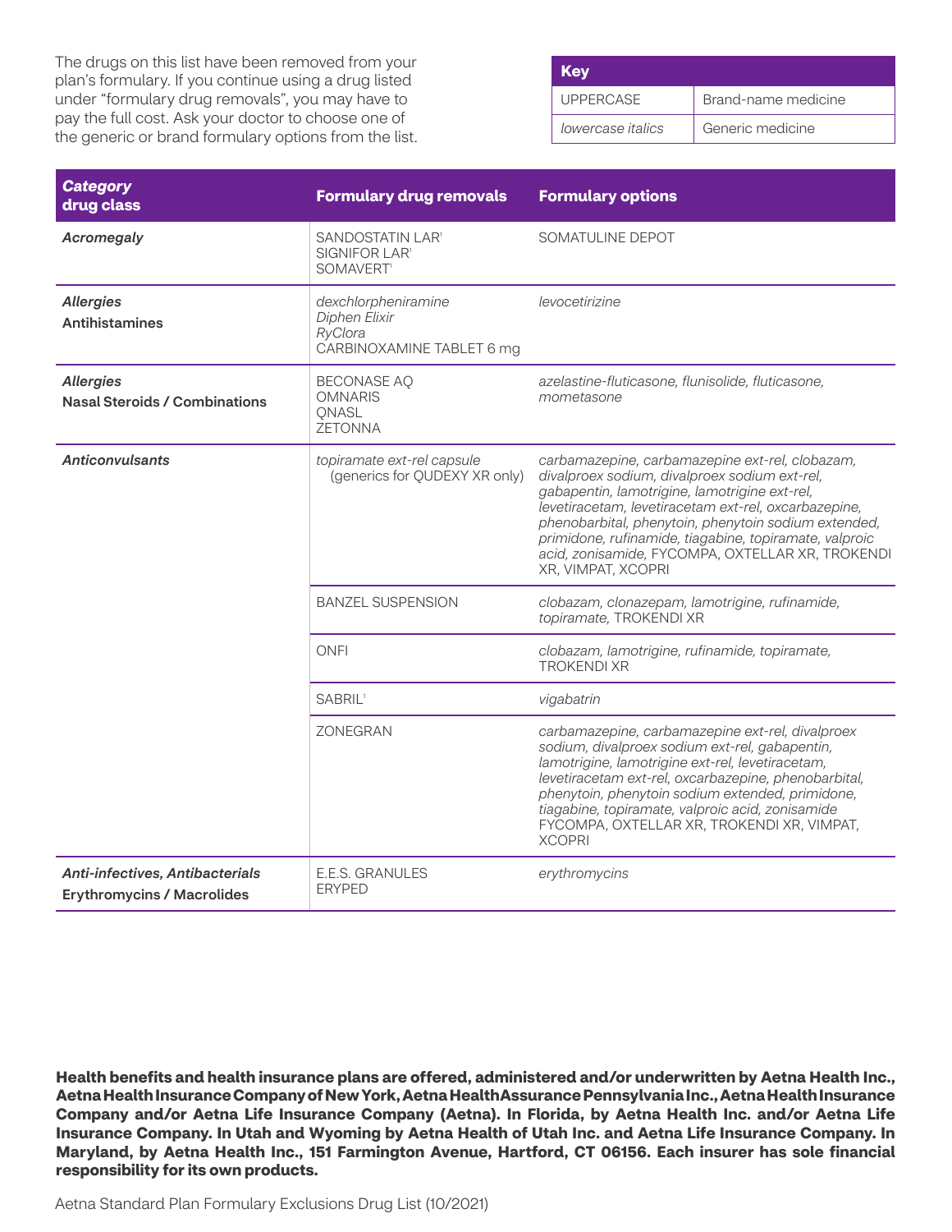The drugs on this list have been removed from your plan's formulary. If you continue using a drug listed under "formulary drug removals", you may have to pay the full cost. Ask your doctor to choose one of the generic or brand formulary options from the list.

| Key | |
|---|---|
| UPPERCASE | Brand-name medicine |
| *lowercase italics* | Generic medicine |

| ***Category*** **drug class** | **Formulary drug removals** | **Formulary options** |
|---|---|---|
| ***Acromegaly*** | SANDOSTATIN LAR[1]<br>SIGNIFOR LAR[1]<br>SOMAVERT[1] | SOMATULINE DEPOT |
| ***Allergies***<br>**Antihistamines** | *dexchlorpheniramine*<br>*Diphen Elixir*<br>*RyClora*<br>CARBINOXAMINE TABLET 6 mg | *levocetirizine* |
| ***Allergies***<br>**Nasal Steroids / Combinations** | BECONASE AQ<br>OMNARIS<br>QNASL<br>ZETONNA | *azelastine-fluticasone, flunisolide, fluticasone, mometasone* |
| ***Anticonvulsants*** | *topiramate ext-rel capsule* (generics for QUDEXY XR only) | *carbamazepine, carbamazepine ext-rel, clobazam, divalproex sodium, divalproex sodium ext-rel, gabapentin, lamotrigine, lamotrigine ext-rel, levetiracetam, levetiracetam ext-rel, oxcarbazepine, phenobarbital, phenytoin, phenytoin sodium extended, primidone, rufinamide, tiagabine, topiramate, valproic acid, zonisamide,* FYCOMPA, OXTELLAR XR, TROKENDI XR, VIMPAT, XCOPRI |
| | BANZEL SUSPENSION | *clobazam, clonazepam, lamotrigine, rufinamide, topiramate,* TROKENDI XR |
| | ONFI | *clobazam, lamotrigine, rufinamide, topiramate,* TROKENDI XR |
| | SABRIL[1] | *vigabatrin* |
| | ZONEGRAN | *carbamazepine, carbamazepine ext-rel, divalproex sodium, divalproex sodium ext-rel, gabapentin, lamotrigine, lamotrigine ext-rel, levetiracetam, levetiracetam ext-rel, oxcarbazepine, phenobarbital, phenytoin, phenytoin sodium extended, primidone, tiagabine, topiramate, valproic acid, zonisamide* FYCOMPA, OXTELLAR XR, TROKENDI XR, VIMPAT, XCOPRI |
| ***Anti-infectives, Antibacterials***<br>**Erythromycins / Macrolides** | E.E.S. GRANULES<br>ERYPED | *erythromycins* |

**Health benefits and health insurance plans are offered, administered and/or underwritten by Aetna Health Inc., Aetna Health Insurance Company of New York, Aetna Health Assurance Pennsylvania Inc., Aetna Health Insurance Company and/or Aetna Life Insurance Company (Aetna). In Florida, by Aetna Health Inc. and/or Aetna Life Insurance Company. In Utah and Wyoming by Aetna Health of Utah Inc. and Aetna Life Insurance Company. In Maryland, by Aetna Health Inc., 151 Farmington Avenue, Hartford, CT 06156. Each insurer has sole financial responsibility for its own products.**

Aetna Standard Plan Formulary Exclusions Drug List (10/2021)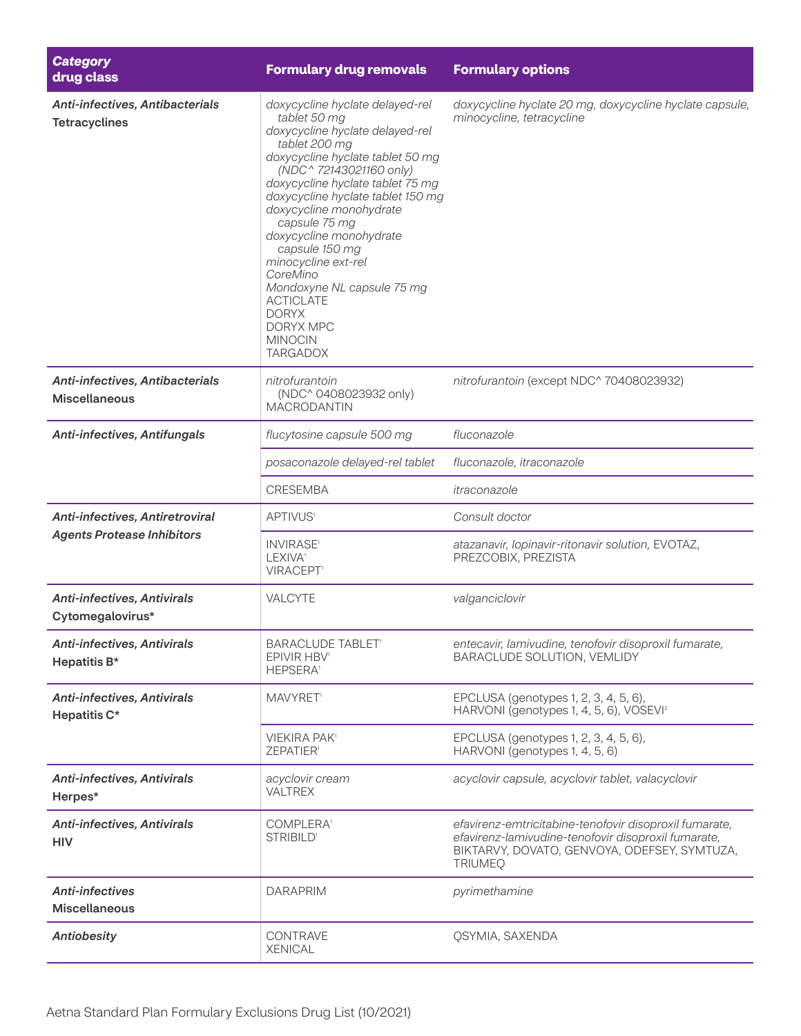| *Category* **drug class** | **Formulary drug removals** | **Formulary options** |
|---|---|---|
| ***Anti-infectives, Antibacterials*** **Tetracyclines** | *doxycycline hyclate delayed-rel tablet 50 mg*<br>*doxycycline hyclate delayed-rel tablet 200 mg*<br>*doxycycline hyclate tablet 50 mg (NDC^ 72143021160 only)*<br>*doxycycline hyclate tablet 75 mg*<br>*doxycycline hyclate tablet 150 mg*<br>*doxycycline monohydrate capsule 75 mg*<br>*doxycycline monohydrate capsule 150 mg*<br>*minocycline ext-rel*<br>*CoreMino*<br>*Mondoxyne NL capsule 75 mg*<br>ACTICLATE<br>DORYX<br>DORYX MPC<br>MINOCIN<br>TARGADOX | *doxycycline hyclate 20 mg, doxycycline hyclate capsule, minocycline, tetracycline* |
| ***Anti-infectives, Antibacterials*** **Miscellaneous** | *nitrofurantoin* (NDC^ 0408023932 only)<br>MACRODANTIN | *nitrofurantoin* (except NDC^ 70408023932) |
| ***Anti-infectives, Antifungals*** | *flucytosine capsule 500 mg* | *fluconazole* |
| | *posaconazole delayed-rel tablet* | *fluconazole, itraconazole* |
| | CRESEMBA | *itraconazole* |
| ***Anti-infectives, Antiretroviral Agents Protease Inhibitors*** | APTIVUS[1] | *Consult doctor* |
| | INVIRASE[1]<br>LEXIVA[1]<br>VIRACEPT[1] | *atazanavir, lopinavir-ritonavir solution,* EVOTAZ, PREZCOBIX, PREZISTA |
| ***Anti-infectives, Antivirals*** **Cytomegalovirus*** | VALCYTE | *valganciclovir* |
| ***Anti-infectives, Antivirals*** **Hepatitis B*** | BARACLUDE TABLET[1]<br>EPIVIR HBV[1]<br>HEPSERA[1] | *entecavir, lamivudine, tenofovir disoproxil fumarate,* BARACLUDE SOLUTION, VEMLIDY |
| ***Anti-infectives, Antivirals*** **Hepatitis C*** | MAVYRET[1] | EPCLUSA (genotypes 1, 2, 3, 4, 5, 6), HARVONI (genotypes 1, 4, 5, 6), VOSEVI[2] |
| | VIEKIRA PAK[1]<br>ZEPATIER[1] | EPCLUSA (genotypes 1, 2, 3, 4, 5, 6), HARVONI (genotypes 1, 4, 5, 6) |
| ***Anti-infectives, Antivirals*** **Herpes*** | *acyclovir cream*<br>VALTREX | *acyclovir capsule, acyclovir tablet, valacyclovir* |
| ***Anti-infectives, Antivirals*** **HIV** | COMPLERA[1]<br>STRIBILD[1] | *efavirenz-emtricitabine-tenofovir disoproxil fumarate, efavirenz-lamivudine-tenofovir disoproxil fumarate,* BIKTARVY, DOVATO, GENVOYA, ODEFSEY, SYMTUZA, TRIUMEQ |
| ***Anti-infectives*** **Miscellaneous** | DARAPRIM | *pyrimethamine* |
| ***Antiobesity*** | CONTRAVE<br>XENICAL | QSYMIA, SAXENDA |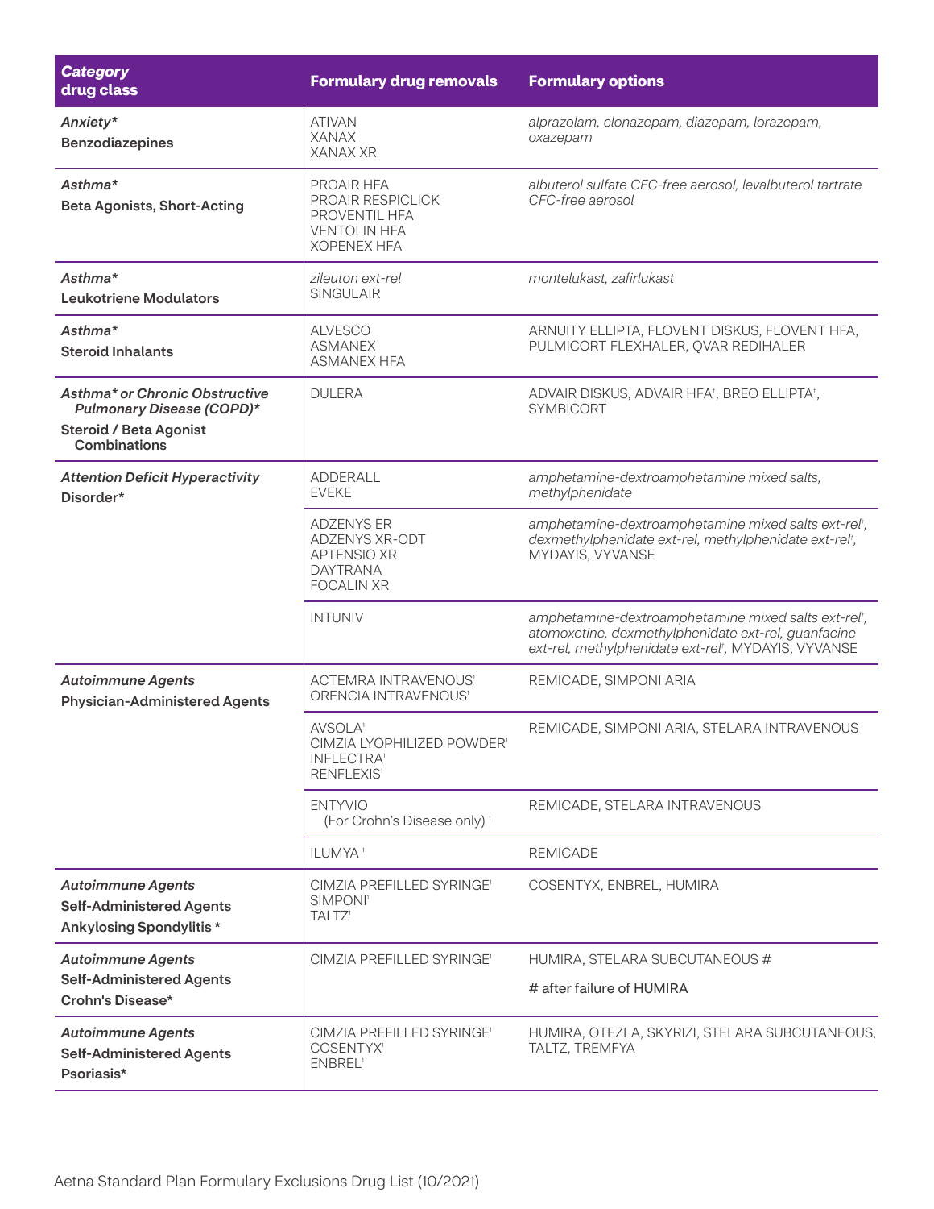| *Category* **drug class** | **Formulary drug removals** | **Formulary options** |
|---|---|---|
| ***Anxiety**** **Benzodiazepines** | ATIVAN XANAX XANAX XR | *alprazolam, clonazepam, diazepam, lorazepam, oxazepam* |
| ***Asthma**** **Beta Agonists, Short-Acting** | PROAIR HFA PROAIR RESPICLICK PROVENTIL HFA VENTOLIN HFA XOPENEX HFA | *albuterol sulfate CFC-free aerosol, levalbuterol tartrate CFC-free aerosol* |
| ***Asthma**** **Leukotriene Modulators** | *zileuton ext-rel* SINGULAIR | *montelukast, zafirlukast* |
| ***Asthma**** **Steroid Inhalants** | ALVESCO ASMANEX ASMANEX HFA | ARNUITY ELLIPTA, FLOVENT DISKUS, FLOVENT HFA, PULMICORT FLEXHALER, QVAR REDIHALER |
| ***Asthma* or Chronic Obstructive Pulmonary Disease (COPD)**** **Steroid / Beta Agonist Combinations** | DULERA | ADVAIR DISKUS, ADVAIR HFA[†], BREO ELLIPTA[†], SYMBICORT |
| ***Attention Deficit Hyperactivity Disorder**** | ADDERALL EVEKE | *amphetamine-dextroamphetamine mixed salts, methylphenidate* |
| | ADZENYS ER ADZENYS XR-ODT APTENSIO XR DAYTRANA FOCALIN XR | *amphetamine-dextroamphetamine mixed salts ext-rel[†], dexmethylphenidate ext-rel, methylphenidate ext-rel[†],* MYDAYIS, VYVANSE |
| | INTUNIV | *amphetamine-dextroamphetamine mixed salts ext-rel[†], atomoxetine, dexmethylphenidate ext-rel, guanfacine ext-rel, methylphenidate ext-rel[†],* MYDAYIS, VYVANSE |
| ***Autoimmune Agents*** **Physician-Administered Agents** | ACTEMRA INTRAVENOUS[1] ORENCIA INTRAVENOUS[1] | REMICADE, SIMPONI ARIA |
| | AVSOLA[1] CIMZIA LYOPHILIZED POWDER[1] INFLECTRA[1] RENFLEXIS[1] | REMICADE, SIMPONI ARIA, STELARA INTRAVENOUS |
| | ENTYVIO (For Crohn's Disease only) [1] | REMICADE, STELARA INTRAVENOUS |
| | ILUMYA [1] | REMICADE |
| ***Autoimmune Agents*** **Self-Administered Agents** **Ankylosing Spondylitis *** | CIMZIA PREFILLED SYRINGE[1] SIMPONI[1] TALTZ[1] | COSENTYX, ENBREL, HUMIRA |
| ***Autoimmune Agents*** **Self-Administered Agents** **Crohn's Disease*** | CIMZIA PREFILLED SYRINGE[1] | HUMIRA, STELARA SUBCUTANEOUS # <br> # after failure of HUMIRA |
| ***Autoimmune Agents*** **Self-Administered Agents** **Psoriasis*** | CIMZIA PREFILLED SYRINGE[1] COSENTYX[1] ENBREL[1] | HUMIRA, OTEZLA, SKYRIZI, STELARA SUBCUTANEOUS, TALTZ, TREMFYA |

Aetna Standard Plan Formulary Exclusions Drug List (10/2021)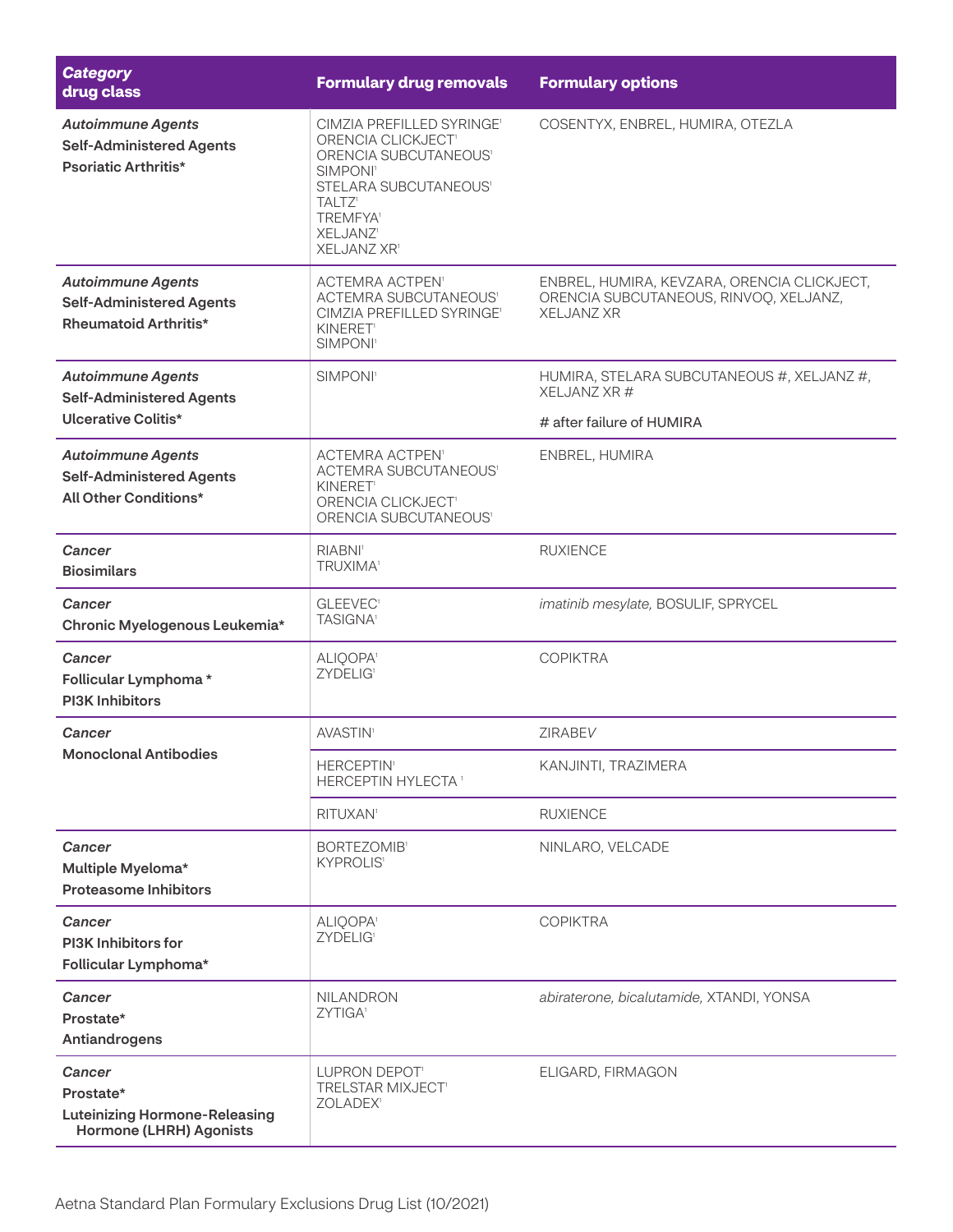| *Category* drug class | Formulary drug removals | Formulary options |
|---|---|---|
| ***Autoimmune Agents*** **Self-Administered Agents** **Psoriatic Arthritis*** | CIMZIA PREFILLED SYRINGE[1] ORENCIA CLICKJECT[1] ORENCIA SUBCUTANEOUS[1] SIMPONI[1] STELARA SUBCUTANEOUS[1] TALTZ[1] TREMFYA[1] XELJANZ[1] XELJANZ XR[1] | COSENTYX, ENBREL, HUMIRA, OTEZLA |
| ***Autoimmune Agents*** **Self-Administered Agents** **Rheumatoid Arthritis*** | ACTEMRA ACTPEN[1] ACTEMRA SUBCUTANEOUS[1] CIMZIA PREFILLED SYRINGE[1] KINERET[1] SIMPONI[1] | ENBREL, HUMIRA, KEVZARA, ORENCIA CLICKJECT, ORENCIA SUBCUTANEOUS, RINVOQ, XELJANZ, XELJANZ XR |
| ***Autoimmune Agents*** **Self-Administered Agents** **Ulcerative Colitis*** | SIMPONI[1] | HUMIRA, STELARA SUBCUTANEOUS #, XELJANZ #, XELJANZ XR # <br> # after failure of HUMIRA |
| ***Autoimmune Agents*** **Self-Administered Agents** **All Other Conditions*** | ACTEMRA ACTPEN[1] ACTEMRA SUBCUTANEOUS[1] KINERET[1] ORENCIA CLICKJECT[1] ORENCIA SUBCUTANEOUS[1] | ENBREL, HUMIRA |
| ***Cancer*** **Biosimilars** | RIABNI[1] TRUXIMA[1] | RUXIENCE |
| ***Cancer*** **Chronic Myelogenous Leukemia*** | GLEEVEC[1] TASIGNA[1] | *imatinib mesylate,* BOSULIF, SPRYCEL |
| ***Cancer*** **Follicular Lymphoma *** **PI3K Inhibitors** | ALIQOPA[1] ZYDELIG[1] | COPIKTRA |
| ***Cancer*** **Monoclonal Antibodies** | AVASTIN[1] | ZIRABEV |
| | HERCEPTIN[1] HERCEPTIN HYLECTA [1] | KANJINTI, TRAZIMERA |
| | RITUXAN[1] | RUXIENCE |
| ***Cancer*** **Multiple Myeloma*** **Proteasome Inhibitors** | BORTEZOMIB[1] KYPROLIS[1] | NINLARO, VELCADE |
| ***Cancer*** **PI3K Inhibitors for Follicular Lymphoma*** | ALIQOPA[1] ZYDELIG[1] | COPIKTRA |
| ***Cancer*** **Prostate*** **Antiandrogens** | NILANDRON ZYTIGA[1] | *abiraterone, bicalutamide,* XTANDI, YONSA |
| ***Cancer*** **Prostate*** **Luteinizing Hormone-Releasing Hormone (LHRH) Agonists** | LUPRON DEPOT[1] TRELSTAR MIXJECT[1] ZOLADEX[1] | ELIGARD, FIRMAGON |

Aetna Standard Plan Formulary Exclusions Drug List (10/2021)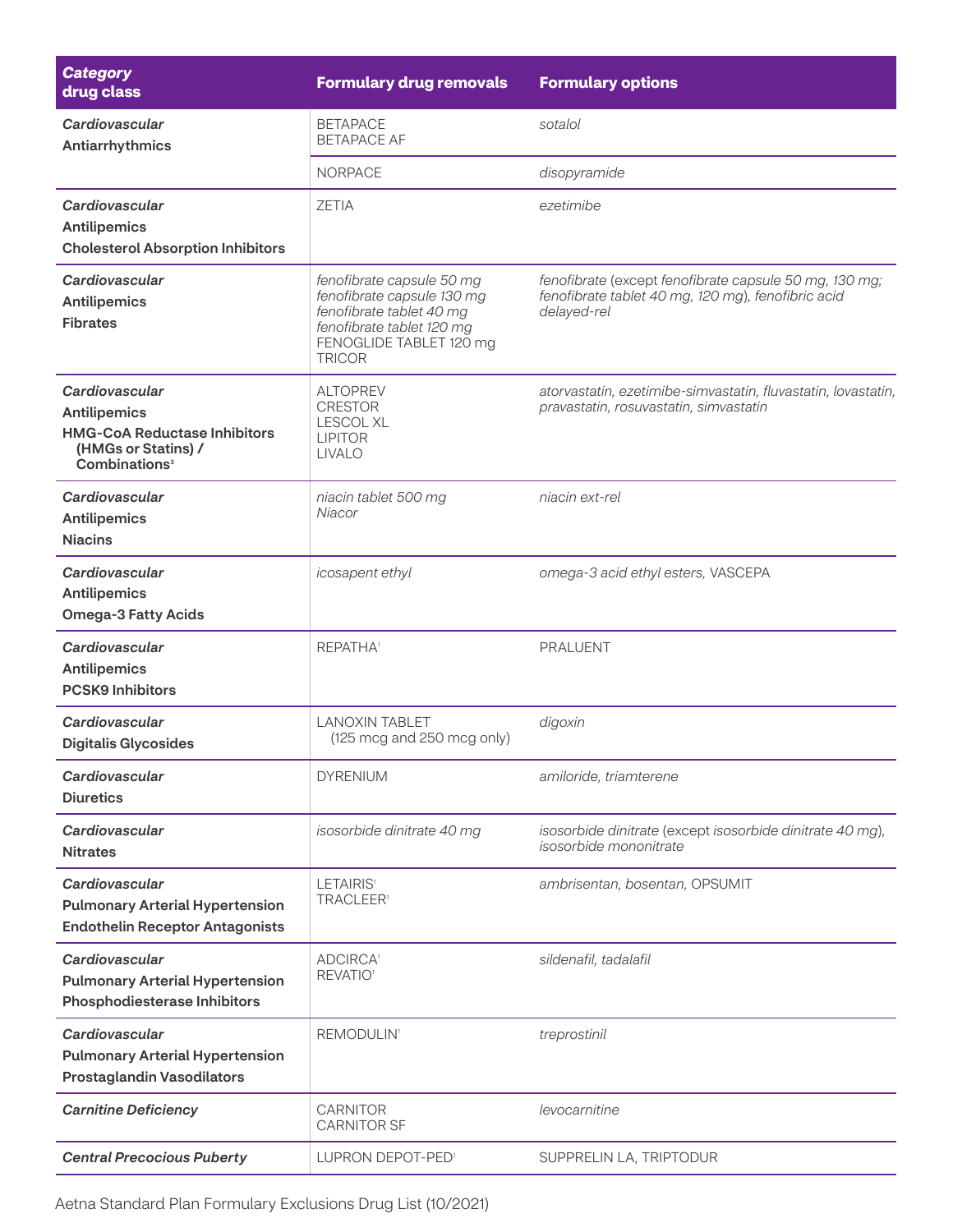| *Category* drug class | Formulary drug removals | Formulary options |
|---|---|---|
| *Cardiovascular* **Antiarrhythmics** | BETAPACE<br>BETAPACE AF | *sotalol* |
| | NORPACE | *disopyramide* |
| *Cardiovascular* **Antilipemics** **Cholesterol Absorption Inhibitors** | ZETIA | *ezetimibe* |
| *Cardiovascular* **Antilipemics** **Fibrates** | *fenofibrate capsule 50 mg*<br>*fenofibrate capsule 130 mg*<br>*fenofibrate tablet 40 mg*<br>*fenofibrate tablet 120 mg*<br>FENOGLIDE TABLET 120 mg<br>TRICOR | *fenofibrate* (except *fenofibrate capsule 50 mg, 130 mg; fenofibrate tablet 40 mg, 120 mg*), *fenofibric acid delayed-rel* |
| *Cardiovascular* **Antilipemics** **HMG-CoA Reductase Inhibitors (HMGs or Statins) / Combinations**[3] | ALTOPREV<br>CRESTOR<br>LESCOL XL<br>LIPITOR<br>LIVALO | *atorvastatin, ezetimibe-simvastatin, fluvastatin, lovastatin, pravastatin, rosuvastatin, simvastatin* |
| *Cardiovascular* **Antilipemics** **Niacins** | *niacin tablet 500 mg*<br>*Niacor* | *niacin ext-rel* |
| *Cardiovascular* **Antilipemics** **Omega-3 Fatty Acids** | *icosapent ethyl* | *omega-3 acid ethyl esters,* VASCEPA |
| *Cardiovascular* **Antilipemics** **PCSK9 Inhibitors** | REPATHA[1] | PRALUENT |
| *Cardiovascular* **Digitalis Glycosides** | LANOXIN TABLET (125 mcg and 250 mcg only) | *digoxin* |
| *Cardiovascular* **Diuretics** | DYRENIUM | *amiloride, triamterene* |
| *Cardiovascular* **Nitrates** | *isosorbide dinitrate 40 mg* | *isosorbide dinitrate* (except *isosorbide dinitrate 40 mg*), *isosorbide mononitrate* |
| *Cardiovascular* **Pulmonary Arterial Hypertension** **Endothelin Receptor Antagonists** | LETAIRIS[1]<br>TRACLEER[1] | *ambrisentan, bosentan,* OPSUMIT |
| *Cardiovascular* **Pulmonary Arterial Hypertension** **Phosphodiesterase Inhibitors** | ADCIRCA[1]<br>REVATIO[1] | *sildenafil, tadalafil* |
| *Cardiovascular* **Pulmonary Arterial Hypertension** **Prostaglandin Vasodilators** | REMODULIN[1] | *treprostinil* |
| ***Carnitine Deficiency*** | CARNITOR<br>CARNITOR SF | *levocarnitine* |
| ***Central Precocious Puberty*** | LUPRON DEPOT-PED[1] | SUPPRELIN LA, TRIPTODUR |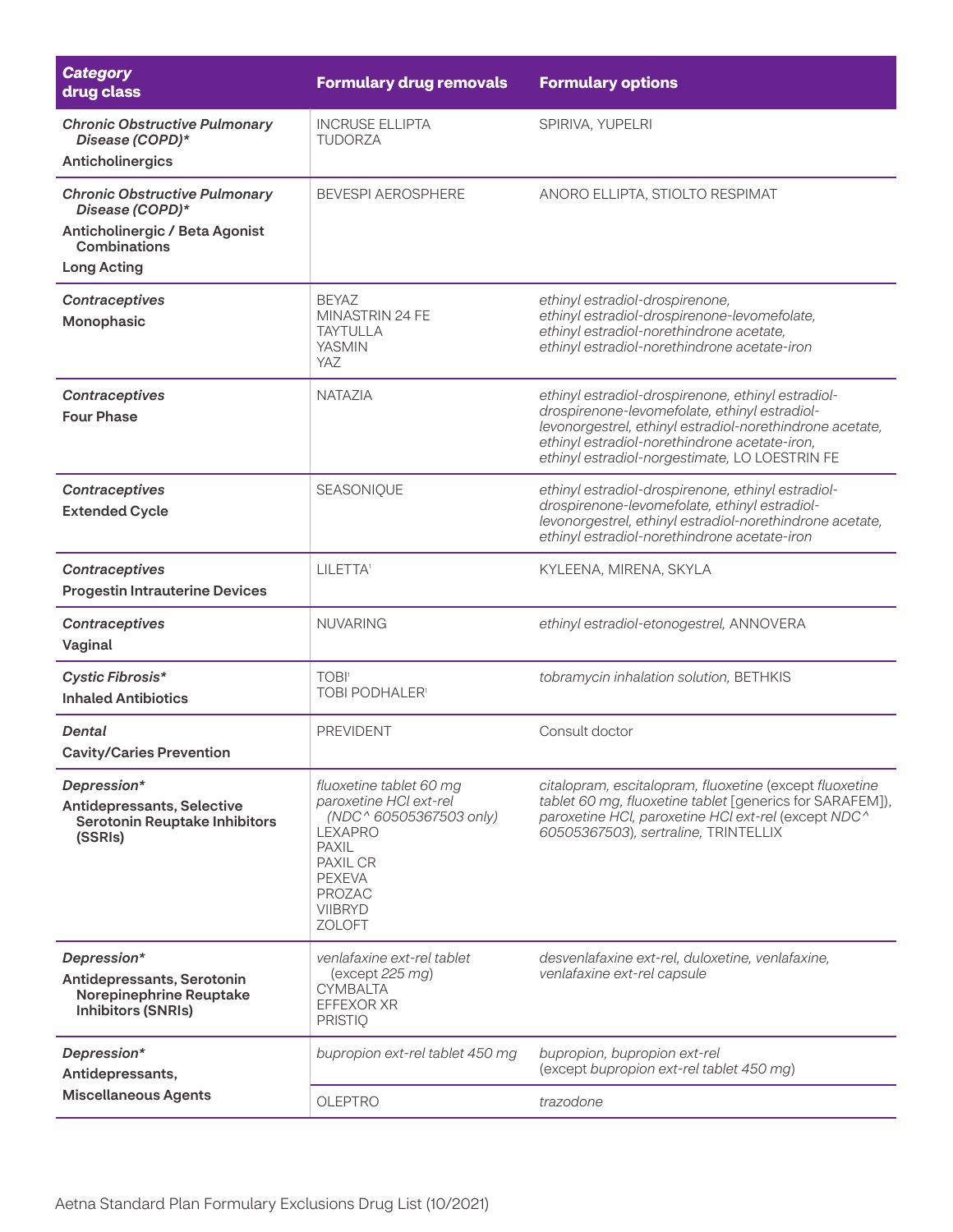| *Category* drug class | Formulary drug removals | Formulary options |
|---|---|---|
| ***Chronic Obstructive Pulmonary Disease (COPD)**** **Anticholinergics** | INCRUSE ELLIPTA<br>TUDORZA | SPIRIVA, YUPELRI |
| ***Chronic Obstructive Pulmonary Disease (COPD)**** **Anticholinergic / Beta Agonist Combinations Long Acting** | BEVESPI AEROSPHERE | ANORO ELLIPTA, STIOLTO RESPIMAT |
| ***Contraceptives*** **Monophasic** | BEYAZ<br>MINASTRIN 24 FE<br>TAYTULLA<br>YASMIN<br>YAZ | *ethinyl estradiol-drospirenone, ethinyl estradiol-drospirenone-levomefolate, ethinyl estradiol-norethindrone acetate, ethinyl estradiol-norethindrone acetate-iron* |
| ***Contraceptives*** **Four Phase** | NATAZIA | *ethinyl estradiol-drospirenone, ethinyl estradiol-drospirenone-levomefolate, ethinyl estradiol-levonorgestrel, ethinyl estradiol-norethindrone acetate, ethinyl estradiol-norethindrone acetate-iron, ethinyl estradiol-norgestimate,* LO LOESTRIN FE |
| ***Contraceptives*** **Extended Cycle** | SEASONIQUE | *ethinyl estradiol-drospirenone, ethinyl estradiol-drospirenone-levomefolate, ethinyl estradiol-levonorgestrel, ethinyl estradiol-norethindrone acetate, ethinyl estradiol-norethindrone acetate-iron* |
| ***Contraceptives*** **Progestin Intrauterine Devices** | LILETTA[1] | KYLEENA, MIRENA, SKYLA |
| ***Contraceptives*** **Vaginal** | NUVARING | *ethinyl estradiol-etonogestrel,* ANNOVERA |
| ***Cystic Fibrosis**** **Inhaled Antibiotics** | TOBI[1]<br>TOBI PODHALER[1] | *tobramycin inhalation solution,* BETHKIS |
| ***Dental*** **Cavity/Caries Prevention** | PREVIDENT | Consult doctor |
| ***Depression**** **Antidepressants, Selective Serotonin Reuptake Inhibitors (SSRIs)** | *fluoxetine tablet 60 mg*<br>*paroxetine HCl ext-rel (NDC^ 60505367503 only)*<br>LEXAPRO<br>PAXIL<br>PAXIL CR<br>PEXEVA<br>PROZAC<br>VIIBRYD<br>ZOLOFT | *citalopram, escitalopram, fluoxetine* (except *fluoxetine tablet 60 mg, fluoxetine tablet* [generics for SARAFEM]), *paroxetine HCl, paroxetine HCl ext-rel* (except *NDC^ 60505367503*), *sertraline,* TRINTELLIX |
| ***Depression**** **Antidepressants, Serotonin Norepinephrine Reuptake Inhibitors (SNRIs)** | *venlafaxine ext-rel tablet* (except *225 mg*)<br>CYMBALTA<br>EFFEXOR XR<br>PRISTIQ | *desvenlafaxine ext-rel, duloxetine, venlafaxine, venlafaxine ext-rel capsule* |
| ***Depression**** **Antidepressants, Miscellaneous Agents** | *bupropion ext-rel tablet 450 mg* | *bupropion, bupropion ext-rel* (except *bupropion ext-rel tablet 450 mg*) |
| | OLEPTRO | *trazodone* |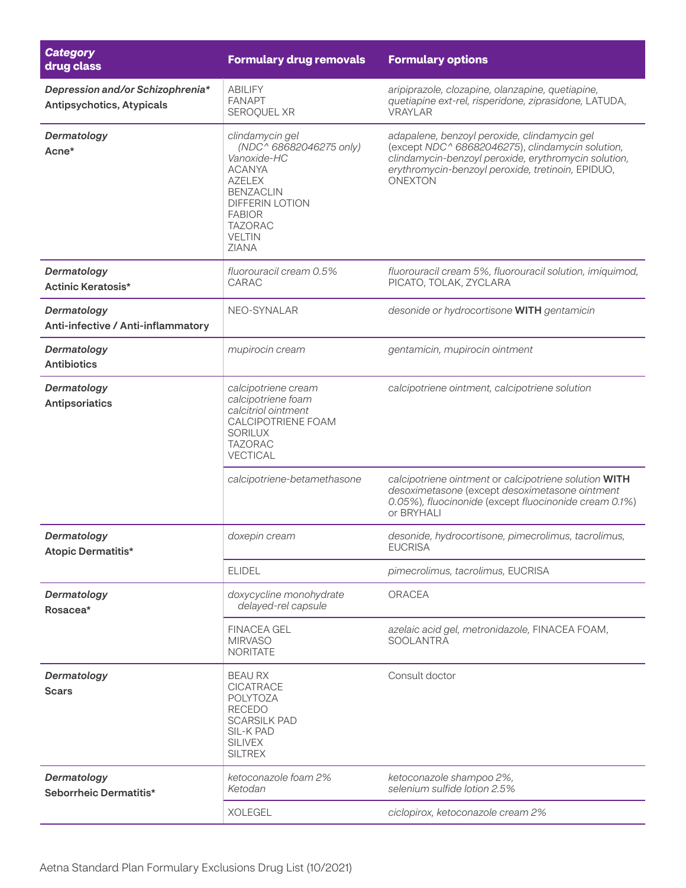| ***Category*** **drug class** | **Formulary drug removals** | **Formulary options** |
|---|---|---|
| ***Depression and/or Schizophrenia**** **Antipsychotics, Atypicals** | ABILIFY FANAPT SEROQUEL XR | *aripiprazole, clozapine, olanzapine, quetiapine, quetiapine ext-rel, risperidone, ziprasidone,* LATUDA, VRAYLAR |
| ***Dermatology*** **Acne*** | *clindamycin gel (NDC^ 68682046275 only)* *Vanoxide-HC* ACANYA AZELEX BENZACLIN DIFFERIN LOTION FABIOR TAZORAC VELTIN ZIANA | *adapalene, benzoyl peroxide, clindamycin gel* (except *NDC^ 68682046275*)*, clindamycin solution, clindamycin-benzoyl peroxide, erythromycin solution, erythromycin-benzoyl peroxide, tretinoin,* EPIDUO, ONEXTON |
| ***Dermatology*** **Actinic Keratosis*** | *fluorouracil cream 0.5%* CARAC | *fluorouracil cream 5%, fluorouracil solution, imiquimod,* PICATO, TOLAK, ZYCLARA |
| ***Dermatology*** **Anti-infective / Anti-inflammatory** | NEO-SYNALAR | *desonide or hydrocortisone* **WITH** *gentamicin* |
| ***Dermatology*** **Antibiotics** | *mupirocin cream* | *gentamicin, mupirocin ointment* |
| ***Dermatology*** **Antipsoriatics** | *calcipotriene cream* *calcipotriene foam* *calcitriol ointment* CALCIPOTRIENE FOAM SORILUX TAZORAC VECTICAL | *calcipotriene ointment, calcipotriene solution* |
| | *calcipotriene-betamethasone* | *calcipotriene ointment* or *calcipotriene solution* **WITH** *desoximetasone* (except *desoximetasone ointment 0.05%*)*, fluocinonide* (except *fluocinonide cream 0.1%*) or BRYHALI |
| ***Dermatology*** **Atopic Dermatitis*** | *doxepin cream* | *desonide, hydrocortisone, pimecrolimus, tacrolimus,* EUCRISA |
| | ELIDEL | *pimecrolimus, tacrolimus,* EUCRISA |
| ***Dermatology*** **Rosacea*** | *doxycycline monohydrate delayed-rel capsule* | ORACEA |
| | FINACEA GEL MIRVASO NORITATE | *azelaic acid gel, metronidazole,* FINACEA FOAM, SOOLANTRA |
| ***Dermatology*** **Scars** | BEAU RX CICATRACE POLYTOZA RECEDO SCARSILK PAD SIL-K PAD SILIVEX SILTREX | Consult doctor |
| ***Dermatology*** **Seborrheic Dermatitis*** | *ketoconazole foam 2%* *Ketodan* | *ketoconazole shampoo 2%, selenium sulfide lotion 2.5%* |
| | XOLEGEL | *ciclopirox, ketoconazole cream 2%* |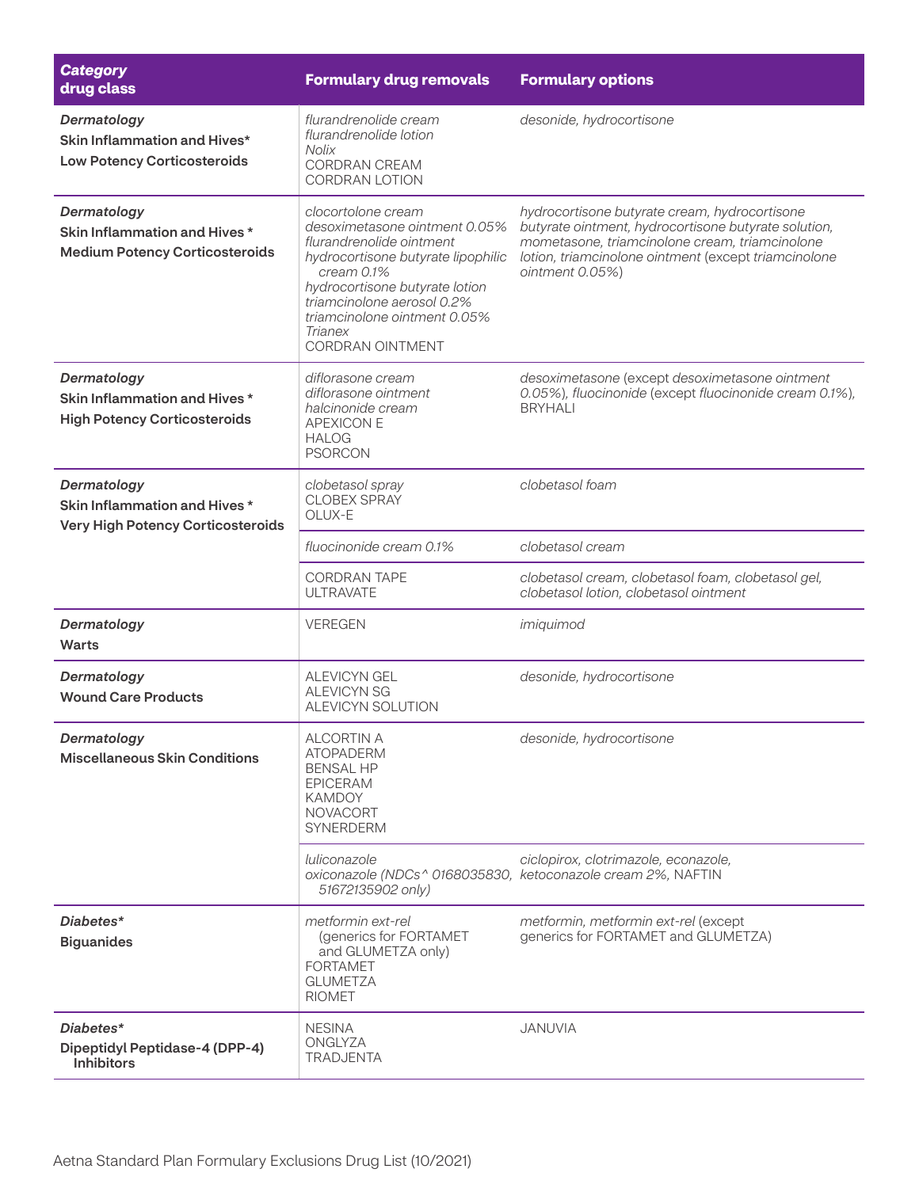| *Category* drug class | Formulary drug removals | Formulary options |
|---|---|---|
| ***Dermatology*** **Skin Inflammation and Hives*** **Low Potency Corticosteroids** | *flurandrenolide cream*<br>*flurandrenolide lotion*<br>*Nolix*<br>CORDRAN CREAM<br>CORDRAN LOTION | *desonide, hydrocortisone* |
| ***Dermatology*** **Skin Inflammation and Hives *** **Medium Potency Corticosteroids** | *clocortolone cream*<br>*desoximetasone ointment 0.05%*<br>*flurandrenolide ointment*<br>*hydrocortisone butyrate lipophilic cream 0.1%*<br>*hydrocortisone butyrate lotion*<br>*triamcinolone aerosol 0.2%*<br>*triamcinolone ointment 0.05%*<br>*Trianex*<br>CORDRAN OINTMENT | *hydrocortisone butyrate cream, hydrocortisone butyrate ointment, hydrocortisone butyrate solution, mometasone, triamcinolone cream, triamcinolone lotion, triamcinolone ointment* (except *triamcinolone ointment 0.05%*) |
| ***Dermatology*** **Skin Inflammation and Hives *** **High Potency Corticosteroids** | *diflorasone cream*<br>*diflorasone ointment*<br>*halcinonide cream*<br>APEXICON E<br>HALOG<br>PSORCON | *desoximetasone* (except *desoximetasone ointment 0.05%*), *fluocinonide* (except *fluocinonide cream 0.1%*), BRYHALI |
| ***Dermatology*** **Skin Inflammation and Hives *** **Very High Potency Corticosteroids** | *clobetasol spray*<br>CLOBEX SPRAY<br>OLUX-E | *clobetasol foam* |
| | *fluocinonide cream 0.1%* | *clobetasol cream* |
| | CORDRAN TAPE<br>ULTRAVATE | *clobetasol cream, clobetasol foam, clobetasol gel, clobetasol lotion, clobetasol ointment* |
| ***Dermatology*** **Warts** | VEREGEN | *imiquimod* |
| ***Dermatology*** **Wound Care Products** | ALEVICYN GEL<br>ALEVICYN SG<br>ALEVICYN SOLUTION | *desonide, hydrocortisone* |
| ***Dermatology*** **Miscellaneous Skin Conditions** | ALCORTIN A<br>ATOPADERM<br>BENSAL HP<br>EPICERAM<br>KAMDOY<br>NOVACORT<br>SYNERDERM | *desonide, hydrocortisone* |
| | *luliconazole*<br>*oxiconazole (NDCs^ 0168035830, 51672135902 only)* | *ciclopirox, clotrimazole, econazole, ketoconazole cream 2%,* NAFTIN |
| ***Diabetes**** **Biguanides** | *metformin ext-rel* (generics for FORTAMET and GLUMETZA only)<br>FORTAMET<br>GLUMETZA<br>RIOMET | *metformin, metformin ext-rel* (except generics for FORTAMET and GLUMETZA) |
| ***Diabetes**** **Dipeptidyl Peptidase-4 (DPP-4) Inhibitors** | NESINA<br>ONGLYZA<br>TRADJENTA | JANUVIA |

Aetna Standard Plan Formulary Exclusions Drug List (10/2021)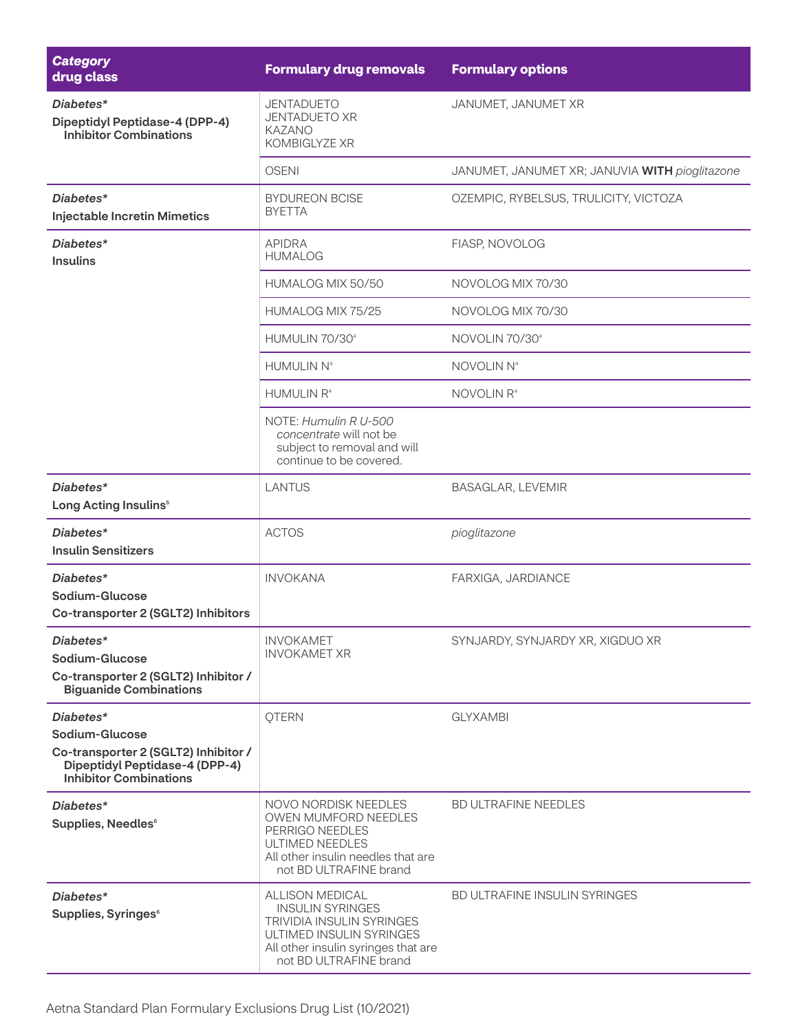| *Category* drug class | Formulary drug removals | Formulary options |
|---|---|---|
| *Diabetes** Dipeptidyl Peptidase-4 (DPP-4) Inhibitor Combinations | JENTADUETO JENTADUETO XR KAZANO KOMBIGLYZE XR | JANUMET, JANUMET XR |
| | OSENI | JANUMET, JANUMET XR; JANUVIA **WITH** *pioglitazone* |
| *Diabetes** Injectable Incretin Mimetics | BYDUREON BCISE BYETTA | OZEMPIC, RYBELSUS, TRULICITY, VICTOZA |
| *Diabetes** Insulins | APIDRA HUMALOG | FIASP, NOVOLOG |
| | HUMALOG MIX 50/50 | NOVOLOG MIX 70/30 |
| | HUMALOG MIX 75/25 | NOVOLOG MIX 70/30 |
| | HUMULIN 70/30[4] | NOVOLIN 70/30[4] |
| | HUMULIN N[4] | NOVOLIN N[4] |
| | HUMULIN R[4] | NOVOLIN R[4] |
| | NOTE: *Humulin R U-500 concentrate* will not be subject to removal and will continue to be covered. | |
| *Diabetes** Long Acting Insulins[5] | LANTUS | BASAGLAR, LEVEMIR |
| *Diabetes** Insulin Sensitizers | ACTOS | *pioglitazone* |
| *Diabetes** Sodium-Glucose Co-transporter 2 (SGLT2) Inhibitors | INVOKANA | FARXIGA, JARDIANCE |
| *Diabetes** Sodium-Glucose Co-transporter 2 (SGLT2) Inhibitor / Biguanide Combinations | INVOKAMET INVOKAMET XR | SYNJARDY, SYNJARDY XR, XIGDUO XR |
| *Diabetes** Sodium-Glucose Co-transporter 2 (SGLT2) Inhibitor / Dipeptidyl Peptidase-4 (DPP-4) Inhibitor Combinations | QTERN | GLYXAMBI |
| *Diabetes** Supplies, Needles[6] | NOVO NORDISK NEEDLES OWEN MUMFORD NEEDLES PERRIGO NEEDLES ULTIMED NEEDLES All other insulin needles that are not BD ULTRAFINE brand | BD ULTRAFINE NEEDLES |
| *Diabetes** Supplies, Syringes[6] | ALLISON MEDICAL INSULIN SYRINGES TRIVIDIA INSULIN SYRINGES ULTIMED INSULIN SYRINGES All other insulin syringes that are not BD ULTRAFINE brand | BD ULTRAFINE INSULIN SYRINGES |

Aetna Standard Plan Formulary Exclusions Drug List (10/2021)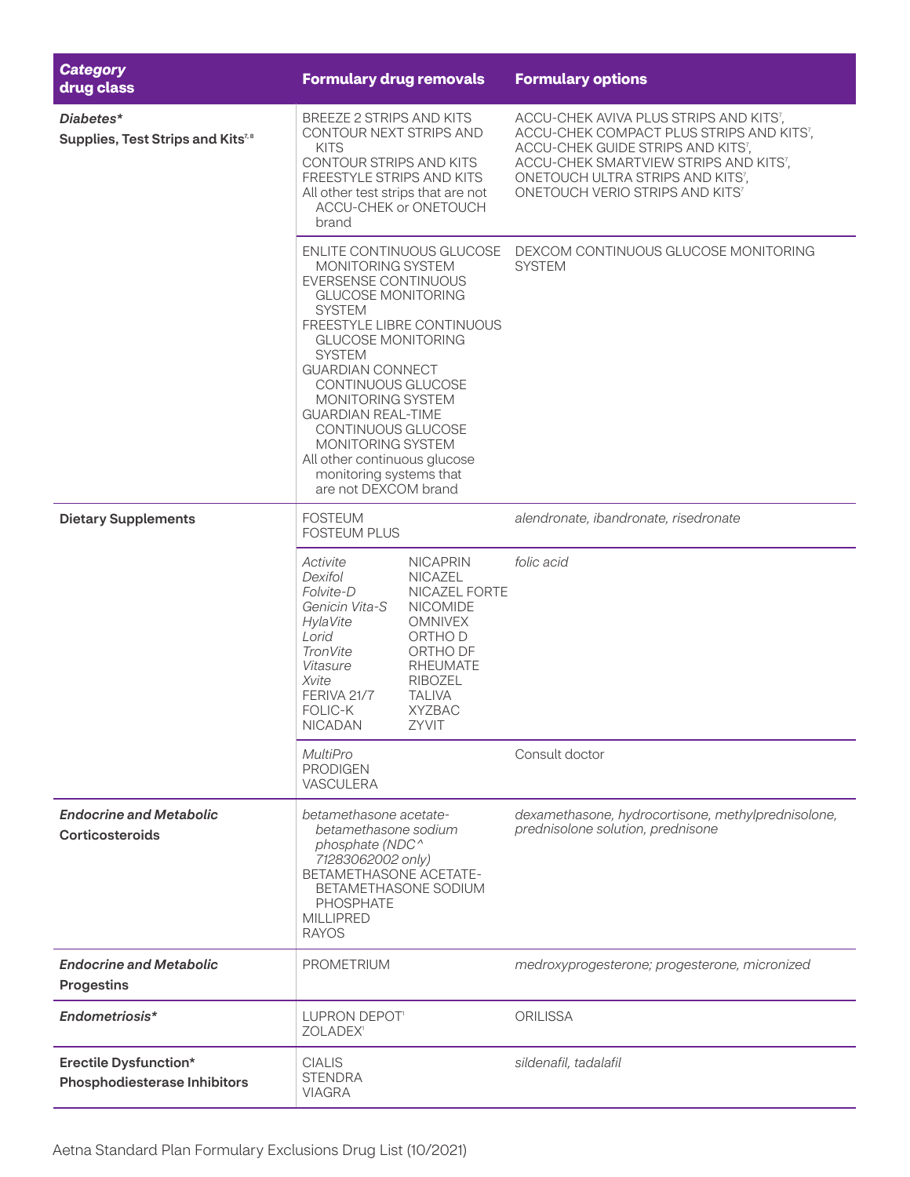| *Category* **drug class** | **Formulary drug removals** | **Formulary options** |
|---|---|---|
| ***Diabetes**** **Supplies, Test Strips and Kits**[7, 8] | BREEZE 2 STRIPS AND KITS<br>CONTOUR NEXT STRIPS AND KITS<br>CONTOUR STRIPS AND KITS<br>FREESTYLE STRIPS AND KITS<br>All other test strips that are not ACCU-CHEK or ONETOUCH brand | ACCU-CHEK AVIVA PLUS STRIPS AND KITS[7], ACCU-CHEK COMPACT PLUS STRIPS AND KITS[7], ACCU-CHEK GUIDE STRIPS AND KITS[7], ACCU-CHEK SMARTVIEW STRIPS AND KITS[7], ONETOUCH ULTRA STRIPS AND KITS[7], ONETOUCH VERIO STRIPS AND KITS[7] |
| | ENLITE CONTINUOUS GLUCOSE MONITORING SYSTEM<br>EVERSENSE CONTINUOUS GLUCOSE MONITORING SYSTEM<br>FREESTYLE LIBRE CONTINUOUS GLUCOSE MONITORING SYSTEM<br>GUARDIAN CONNECT CONTINUOUS GLUCOSE MONITORING SYSTEM<br>GUARDIAN REAL-TIME CONTINUOUS GLUCOSE MONITORING SYSTEM<br>All other continuous glucose monitoring systems that are not DEXCOM brand | DEXCOM CONTINUOUS GLUCOSE MONITORING SYSTEM |
| **Dietary Supplements** | FOSTEUM<br>FOSTEUM PLUS | *alendronate, ibandronate, risedronate* |
| | *Activite*<br>*Dexifol*<br>*Folvite-D*<br>*Genicin Vita-S*<br>*HylaVite*<br>*Lorid*<br>*TronVite*<br>*Vitasure*<br>*Xvite*<br>FERIVA 21/7<br>FOLIC-K<br>NICADAN<br>NICAPRIN<br>NICAZEL<br>NICAZEL FORTE<br>NICOMIDE<br>OMNIVEX<br>ORTHO D<br>ORTHO DF<br>RHEUMATE<br>RIBOZEL<br>TALIVA<br>XYZBAC<br>ZYVIT | *folic acid* |
| | *MultiPro*<br>PRODIGEN<br>VASCULERA | Consult doctor |
| ***Endocrine and Metabolic*** **Corticosteroids** | *betamethasone acetate-betamethasone sodium phosphate (NDC^ 71283062002 only)*<br>BETAMETHASONE ACETATE-BETAMETHASONE SODIUM PHOSPHATE<br>MILLIPRED<br>RAYOS | *dexamethasone, hydrocortisone, methylprednisolone, prednisolone solution, prednisone* |
| ***Endocrine and Metabolic*** **Progestins** | PROMETRIUM | *medroxyprogesterone; progesterone, micronized* |
| ***Endometriosis**** | LUPRON DEPOT[1]<br>ZOLADEX[1] | ORILISSA |
| **Erectile Dysfunction*** **Phosphodiesterase Inhibitors** | CIALIS<br>STENDRA<br>VIAGRA | *sildenafil, tadalafil* |

Aetna Standard Plan Formulary Exclusions Drug List (10/2021)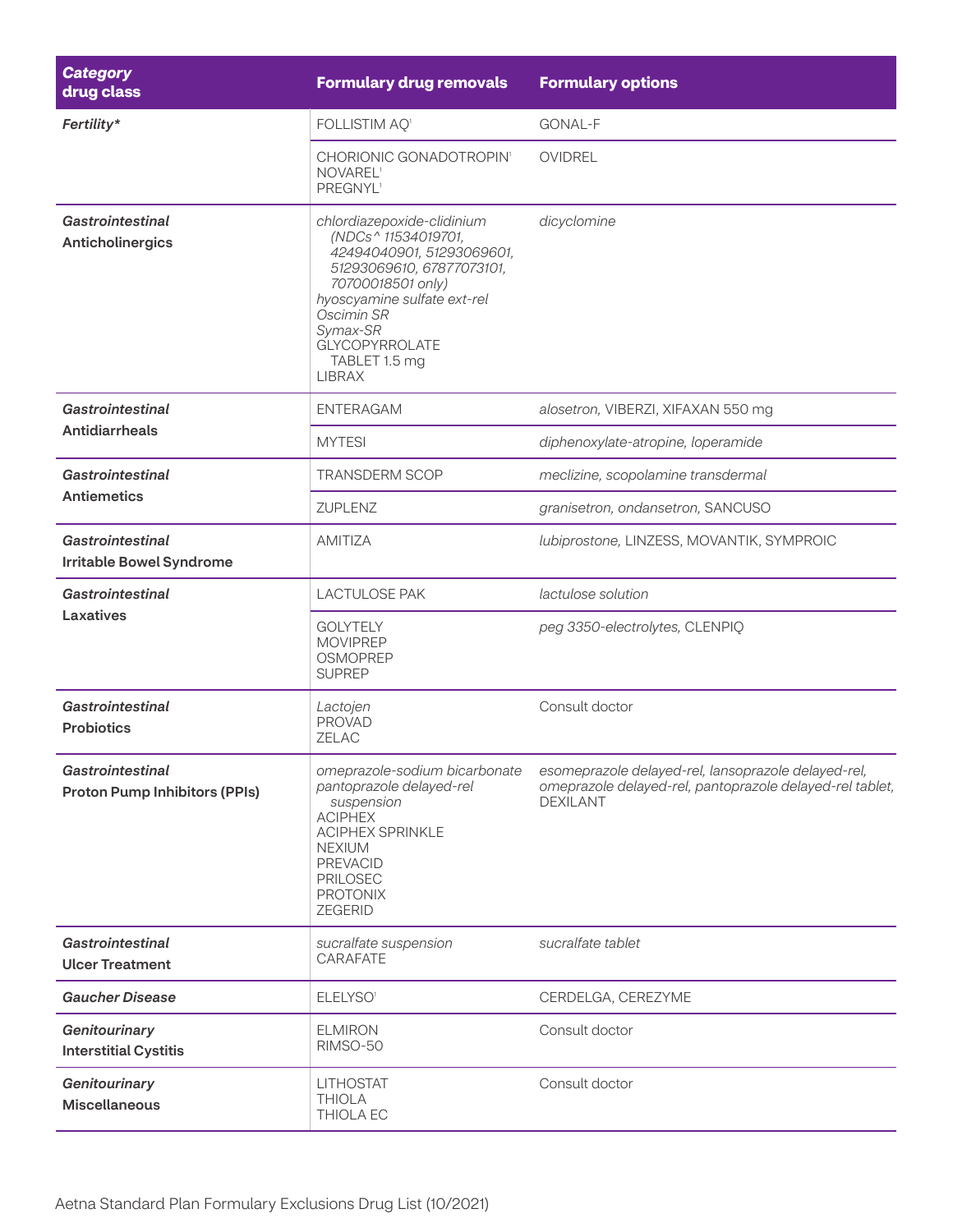| *Category* drug class | Formulary drug removals | Formulary options |
|---|---|---|
| ***Fertility**** | FOLLISTIM AQ[1] | GONAL-F |
| | CHORIONIC GONADOTROPIN[1]<br>NOVAREL[1]<br>PREGNYL[1] | OVIDREL |
| ***Gastrointestinal*** **Anticholinergics** | *chlordiazepoxide-clidinium (NDCs^ 11534019701, 42494040901, 51293069601, 51293069610, 67877073101, 70700018501 only)*<br>*hyoscyamine sulfate ext-rel*<br>*Oscimin SR*<br>*Symax-SR*<br>GLYCOPYRROLATE TABLET 1.5 mg<br>LIBRAX | *dicyclomine* |
| ***Gastrointestinal*** **Antidiarrheals** | ENTERAGAM | *alosetron,* VIBERZI, XIFAXAN 550 mg |
| | MYTESI | *diphenoxylate-atropine, loperamide* |
| ***Gastrointestinal*** **Antiemetics** | TRANSDERM SCOP | *meclizine, scopolamine transdermal* |
| | ZUPLENZ | *granisetron, ondansetron,* SANCUSO |
| ***Gastrointestinal*** **Irritable Bowel Syndrome** | AMITIZA | *lubiprostone,* LINZESS, MOVANTIK, SYMPROIC |
| ***Gastrointestinal*** **Laxatives** | LACTULOSE PAK | *lactulose solution* |
| | GOLYTELY<br>MOVIPREP<br>OSMOPREP<br>SUPREP | *peg 3350-electrolytes,* CLENPIQ |
| ***Gastrointestinal*** **Probiotics** | *Lactojen*<br>PROVAD<br>ZELAC | Consult doctor |
| ***Gastrointestinal*** **Proton Pump Inhibitors (PPIs)** | *omeprazole-sodium bicarbonate*<br>*pantoprazole delayed-rel suspension*<br>ACIPHEX<br>ACIPHEX SPRINKLE<br>NEXIUM<br>PREVACID<br>PRILOSEC<br>PROTONIX<br>ZEGERID | *esomeprazole delayed-rel, lansoprazole delayed-rel, omeprazole delayed-rel, pantoprazole delayed-rel tablet,* DEXILANT |
| ***Gastrointestinal*** **Ulcer Treatment** | *sucralfate suspension*<br>CARAFATE | *sucralfate tablet* |
| ***Gaucher Disease*** | ELELYSO[1] | CERDELGA, CEREZYME |
| ***Genitourinary*** **Interstitial Cystitis** | ELMIRON<br>RIMSO-50 | Consult doctor |
| ***Genitourinary*** **Miscellaneous** | LITHOSTAT<br>THIOLA<br>THIOLA EC | Consult doctor |

Aetna Standard Plan Formulary Exclusions Drug List (10/2021)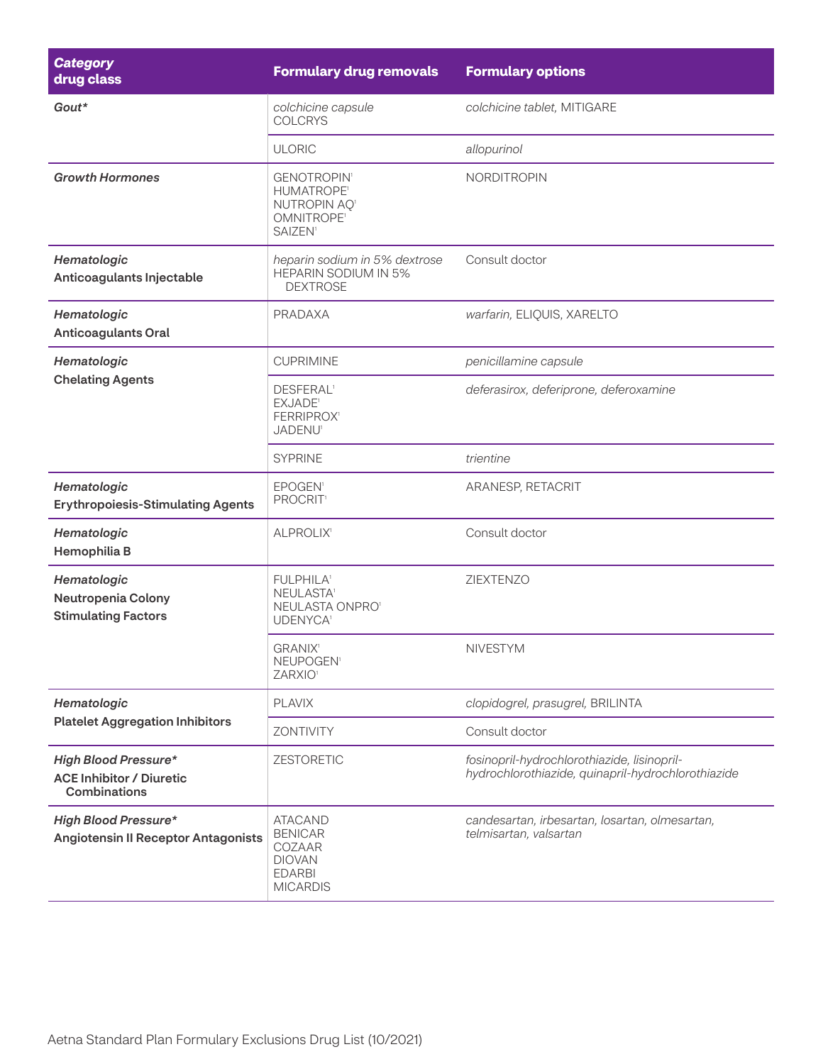| *Category* drug class | Formulary drug removals | Formulary options |
|---|---|---|
| ***Gout**** | *colchicine capsule*<br>COLCRYS | *colchicine tablet,* MITIGARE |
| | ULORIC | *allopurinol* |
| ***Growth Hormones*** | GENOTROPIN[1]<br>HUMATROPE[1]<br>NUTROPIN AQ[1]<br>OMNITROPE[1]<br>SAIZEN[1] | NORDITROPIN |
| ***Hematologic***<br>**Anticoagulants Injectable** | *heparin sodium in 5% dextrose*<br>HEPARIN SODIUM IN 5% DEXTROSE | Consult doctor |
| ***Hematologic***<br>**Anticoagulants Oral** | PRADAXA | *warfarin,* ELIQUIS, XARELTO |
| ***Hematologic***<br>**Chelating Agents** | CUPRIMINE | *penicillamine capsule* |
| | DESFERAL[1]<br>EXJADE[1]<br>FERRIPROX[1]<br>JADENU[1] | *deferasirox, deferiprone, deferoxamine* |
| | SYPRINE | *trientine* |
| ***Hematologic***<br>**Erythropoiesis-Stimulating Agents** | EPOGEN[1]<br>PROCRIT[1] | ARANESP, RETACRIT |
| ***Hematologic***<br>**Hemophilia B** | ALPROLIX[1] | Consult doctor |
| ***Hematologic***<br>**Neutropenia Colony Stimulating Factors** | FULPHILA[1]<br>NEULASTA[1]<br>NEULASTA ONPRO[1]<br>UDENYCA[1] | ZIEXTENZO |
| | GRANIX[1]<br>NEUPOGEN[1]<br>ZARXIO[1] | NIVESTYM |
| ***Hematologic***<br>**Platelet Aggregation Inhibitors** | PLAVIX | *clopidogrel, prasugrel,* BRILINTA |
| | ZONTIVITY | Consult doctor |
| ***High Blood Pressure****<br>**ACE Inhibitor / Diuretic Combinations** | ZESTORETIC | *fosinopril-hydrochlorothiazide, lisinopril-hydrochlorothiazide, quinapril-hydrochlorothiazide* |
| ***High Blood Pressure****<br>**Angiotensin II Receptor Antagonists** | ATACAND<br>BENICAR<br>COZAAR<br>DIOVAN<br>EDARBI<br>MICARDIS | *candesartan, irbesartan, losartan, olmesartan, telmisartan, valsartan* |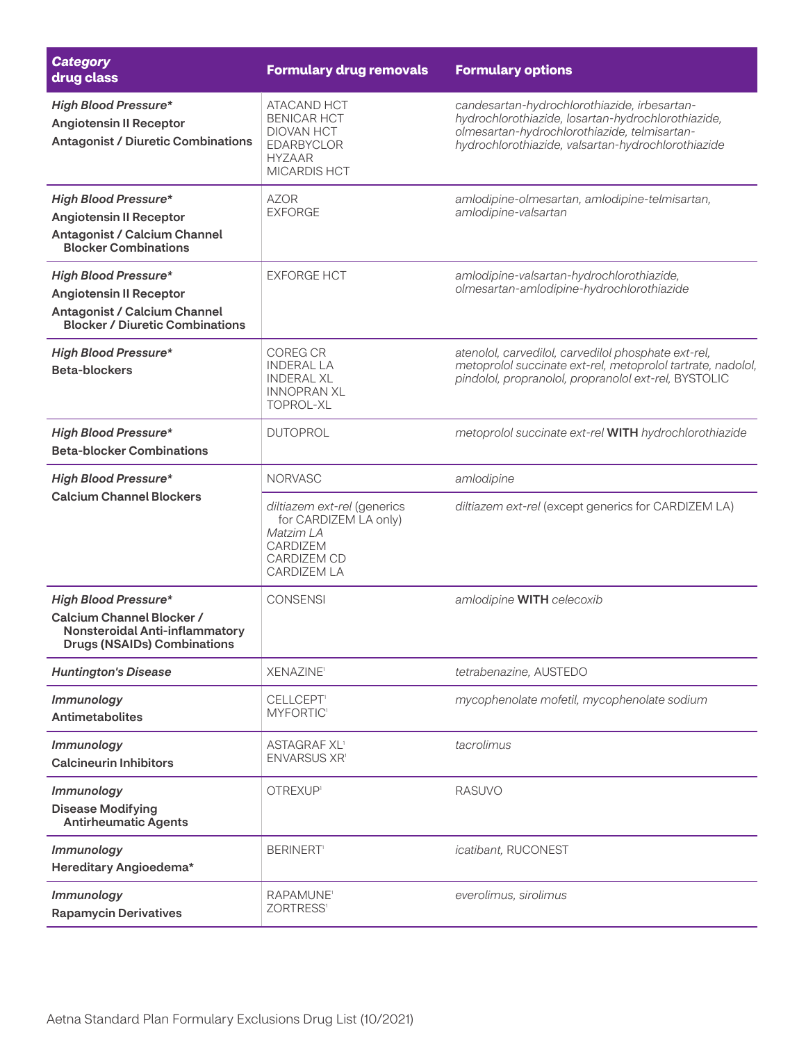| *Category* drug class | Formulary drug removals | Formulary options |
| --- | --- | --- |
| ***High Blood Pressure**** **Angiotensin II Receptor Antagonist / Diuretic Combinations** | ATACAND HCT<br>BENICAR HCT<br>DIOVAN HCT<br>EDARBYCLOR<br>HYZAAR<br>MICARDIS HCT | *candesartan-hydrochlorothiazide, irbesartan-hydrochlorothiazide, losartan-hydrochlorothiazide, olmesartan-hydrochlorothiazide, telmisartan-hydrochlorothiazide, valsartan-hydrochlorothiazide* |
| ***High Blood Pressure**** **Angiotensin II Receptor Antagonist / Calcium Channel Blocker Combinations** | AZOR<br>EXFORGE | *amlodipine-olmesartan, amlodipine-telmisartan, amlodipine-valsartan* |
| ***High Blood Pressure**** **Angiotensin II Receptor Antagonist / Calcium Channel Blocker / Diuretic Combinations** | EXFORGE HCT | *amlodipine-valsartan-hydrochlorothiazide, olmesartan-amlodipine-hydrochlorothiazide* |
| ***High Blood Pressure**** **Beta-blockers** | COREG CR<br>INDERAL LA<br>INDERAL XL<br>INNOPRAN XL<br>TOPROL-XL | *atenolol, carvedilol, carvedilol phosphate ext-rel, metoprolol succinate ext-rel, metoprolol tartrate, nadolol, pindolol, propranolol, propranolol ext-rel,* BYSTOLIC |
| ***High Blood Pressure**** **Beta-blocker Combinations** | DUTOPROL | *metoprolol succinate ext-rel* **WITH** *hydrochlorothiazide* |
| ***High Blood Pressure**** **Calcium Channel Blockers** | NORVASC | *amlodipine* |
| | *diltiazem ext-rel* (generics for CARDIZEM LA only)<br>*Matzim LA*<br>CARDIZEM<br>CARDIZEM CD<br>CARDIZEM LA | *diltiazem ext-rel* (except generics for CARDIZEM LA) |
| ***High Blood Pressure**** **Calcium Channel Blocker / Nonsteroidal Anti-inflammatory Drugs (NSAIDs) Combinations** | CONSENSI | *amlodipine* **WITH** *celecoxib* |
| ***Huntington's Disease*** | XENAZINE[1] | *tetrabenazine,* AUSTEDO |
| ***Immunology*** **Antimetabolites** | CELLCEPT[1]<br>MYFORTIC[1] | *mycophenolate mofetil, mycophenolate sodium* |
| ***Immunology*** **Calcineurin Inhibitors** | ASTAGRAF XL[1]<br>ENVARSUS XR[1] | *tacrolimus* |
| ***Immunology*** **Disease Modifying Antirheumatic Agents** | OTREXUP[1] | RASUVO |
| ***Immunology*** **Hereditary Angioedema*** | BERINERT[1] | *icatibant,* RUCONEST |
| ***Immunology*** **Rapamycin Derivatives** | RAPAMUNE[1]<br>ZORTRESS[1] | *everolimus, sirolimus* |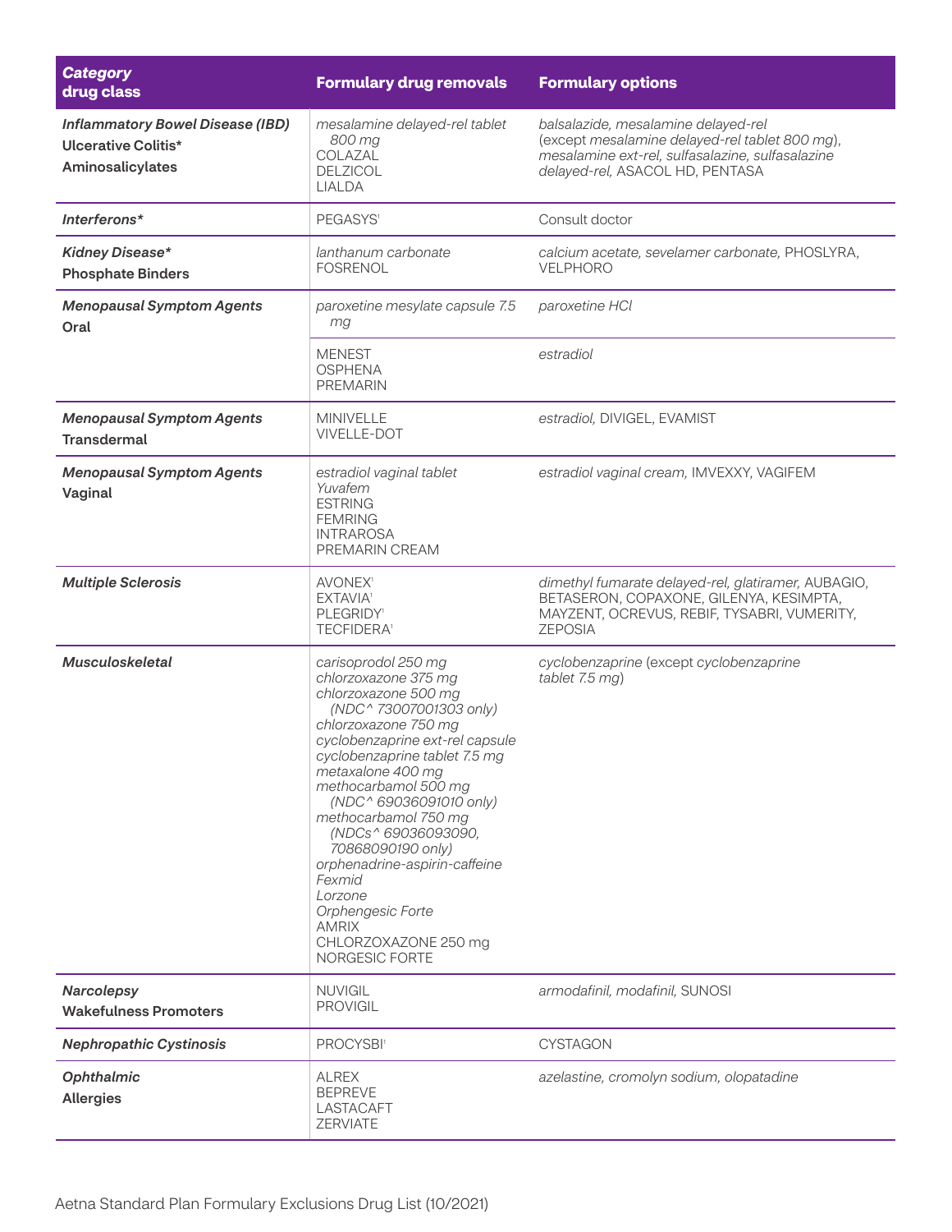| *Category* drug class | Formulary drug removals | Formulary options |
|---|---|---|
| ***Inflammatory Bowel Disease (IBD)*** **Ulcerative Colitis\*** **Aminosalicylates** | *mesalamine delayed-rel tablet 800 mg*<br>COLAZAL<br>DELZICOL<br>LIALDA | *balsalazide, mesalamine delayed-rel* (except *mesalamine delayed-rel tablet 800 mg*), *mesalamine ext-rel, sulfasalazine, sulfasalazine delayed-rel,* ASACOL HD, PENTASA |
| ***Interferons\**** | PEGASYS[1] | Consult doctor |
| ***Kidney Disease\**** **Phosphate Binders** | *lanthanum carbonate*<br>FOSRENOL | *calcium acetate, sevelamer carbonate,* PHOSLYRA, VELPHORO |
| ***Menopausal Symptom Agents*** **Oral** | *paroxetine mesylate capsule 7.5 mg* | *paroxetine HCl* |
| | MENEST<br>OSPHENA<br>PREMARIN | *estradiol* |
| ***Menopausal Symptom Agents*** **Transdermal** | MINIVELLE<br>VIVELLE-DOT | *estradiol,* DIVIGEL, EVAMIST |
| ***Menopausal Symptom Agents*** **Vaginal** | *estradiol vaginal tablet*<br>*Yuvafem*<br>ESTRING<br>FEMRING<br>INTRAROSA<br>PREMARIN CREAM | *estradiol vaginal cream,* IMVEXXY, VAGIFEM |
| ***Multiple Sclerosis*** | AVONEX[1]<br>EXTAVIA[1]<br>PLEGRIDY[1]<br>TECFIDERA[1] | *dimethyl fumarate delayed-rel, glatiramer,* AUBAGIO, BETASERON, COPAXONE, GILENYA, KESIMPTA, MAYZENT, OCREVUS, REBIF, TYSABRI, VUMERITY, ZEPOSIA |
| ***Musculoskeletal*** | *carisoprodol 250 mg*<br>*chlorzoxazone 375 mg*<br>*chlorzoxazone 500 mg (NDC^ 73007001303 only)*<br>*chlorzoxazone 750 mg*<br>*cyclobenzaprine ext-rel capsule*<br>*cyclobenzaprine tablet 7.5 mg*<br>*metaxalone 400 mg*<br>*methocarbamol 500 mg (NDC^ 69036091010 only)*<br>*methocarbamol 750 mg (NDCs^ 69036093090, 70868090190 only)*<br>*orphenadrine-aspirin-caffeine*<br>*Fexmid*<br>*Lorzone*<br>*Orphengesic Forte*<br>AMRIX<br>CHLORZOXAZONE 250 mg<br>NORGESIC FORTE | *cyclobenzaprine* (except *cyclobenzaprine tablet 7.5 mg*) |
| ***Narcolepsy*** **Wakefulness Promoters** | NUVIGIL<br>PROVIGIL | *armodafinil, modafinil,* SUNOSI |
| ***Nephropathic Cystinosis*** | PROCYSBI[1] | CYSTAGON |
| ***Ophthalmic*** **Allergies** | ALREX<br>BEPREVE<br>LASTACAFT<br>ZERVIATE | *azelastine, cromolyn sodium, olopatadine* |

Aetna Standard Plan Formulary Exclusions Drug List (10/2021)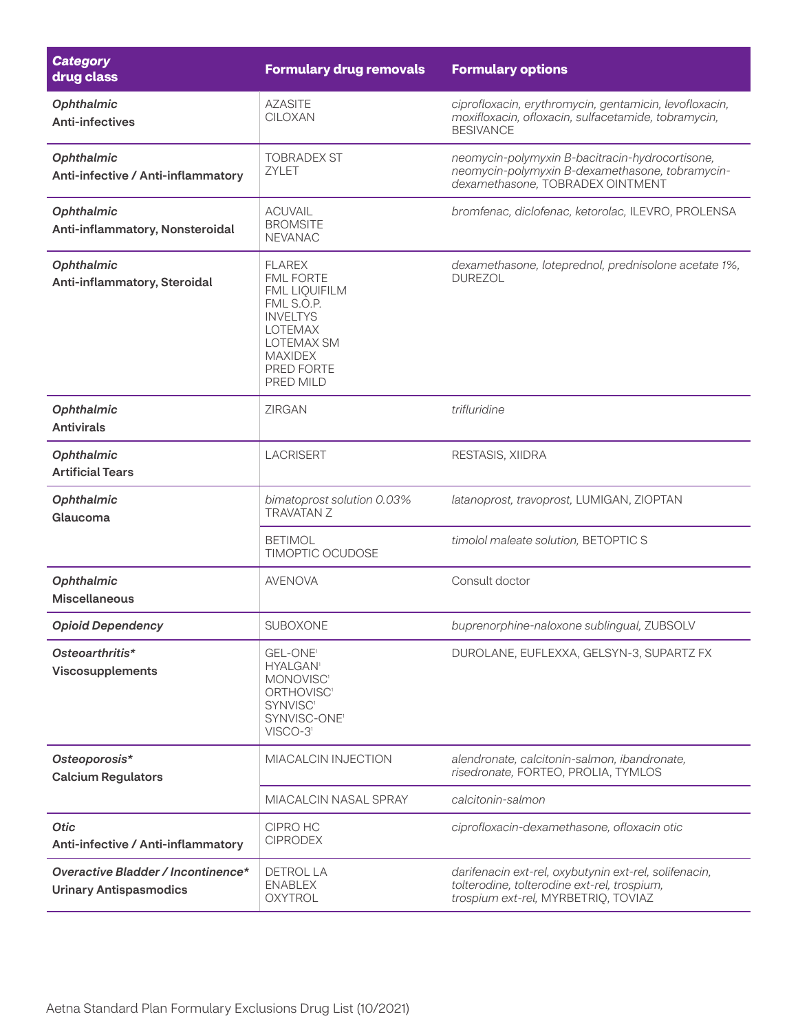| ***Category*** **drug class** | **Formulary drug removals** | **Formulary options** |
|---|---|---|
| ***Ophthalmic*** **Anti-infectives** | AZASITE<br>CILOXAN | *ciprofloxacin, erythromycin, gentamicin, levofloxacin, moxifloxacin, ofloxacin, sulfacetamide, tobramycin,* BESIVANCE |
| ***Ophthalmic*** **Anti-infective / Anti-inflammatory** | TOBRADEX ST<br>ZYLET | *neomycin-polymyxin B-bacitracin-hydrocortisone, neomycin-polymyxin B-dexamethasone, tobramycin-dexamethasone,* TOBRADEX OINTMENT |
| ***Ophthalmic*** **Anti-inflammatory, Nonsteroidal** | ACUVAIL<br>BROMSITE<br>NEVANAC | *bromfenac, diclofenac, ketorolac,* ILEVRO, PROLENSA |
| ***Ophthalmic*** **Anti-inflammatory, Steroidal** | FLAREX<br>FML FORTE<br>FML LIQUIFILM<br>FML S.O.P.<br>INVELTYS<br>LOTEMAX<br>LOTEMAX SM<br>MAXIDEX<br>PRED FORTE<br>PRED MILD | *dexamethasone, loteprednol, prednisolone acetate 1%,* DUREZOL |
| ***Ophthalmic*** **Antivirals** | ZIRGAN | *trifluridine* |
| ***Ophthalmic*** **Artificial Tears** | LACRISERT | RESTASIS, XIIDRA |
| ***Ophthalmic*** **Glaucoma** | *bimatoprost solution 0.03%*<br>TRAVATAN Z | *latanoprost, travoprost,* LUMIGAN, ZIOPTAN |
| | BETIMOL<br>TIMOPTIC OCUDOSE | *timolol maleate solution,* BETOPTIC S |
| ***Ophthalmic*** **Miscellaneous** | AVENOVA | Consult doctor |
| ***Opioid Dependency*** | SUBOXONE | *buprenorphine-naloxone sublingual,* ZUBSOLV |
| ***Osteoarthritis**** **Viscosupplements** | GEL-ONE[1]<br>HYALGAN[1]<br>MONOVISC[1]<br>ORTHOVISC[1]<br>SYNVISC[1]<br>SYNVISC-ONE[1]<br>VISCO-3[1] | DUROLANE, EUFLEXXA, GELSYN-3, SUPARTZ FX |
| ***Osteoporosis**** **Calcium Regulators** | MIACALCIN INJECTION | *alendronate, calcitonin-salmon, ibandronate, risedronate,* FORTEO, PROLIA, TYMLOS |
| | MIACALCIN NASAL SPRAY | *calcitonin-salmon* |
| ***Otic*** **Anti-infective / Anti-inflammatory** | CIPRO HC<br>CIPRODEX | *ciprofloxacin-dexamethasone, ofloxacin otic* |
| ***Overactive Bladder / Incontinence**** **Urinary Antispasmodics** | DETROL LA<br>ENABLEX<br>OXYTROL | *darifenacin ext-rel, oxybutynin ext-rel, solifenacin, tolterodine, tolterodine ext-rel, trospium, trospium ext-rel,* MYRBETRIQ, TOVIAZ |

Aetna Standard Plan Formulary Exclusions Drug List (10/2021)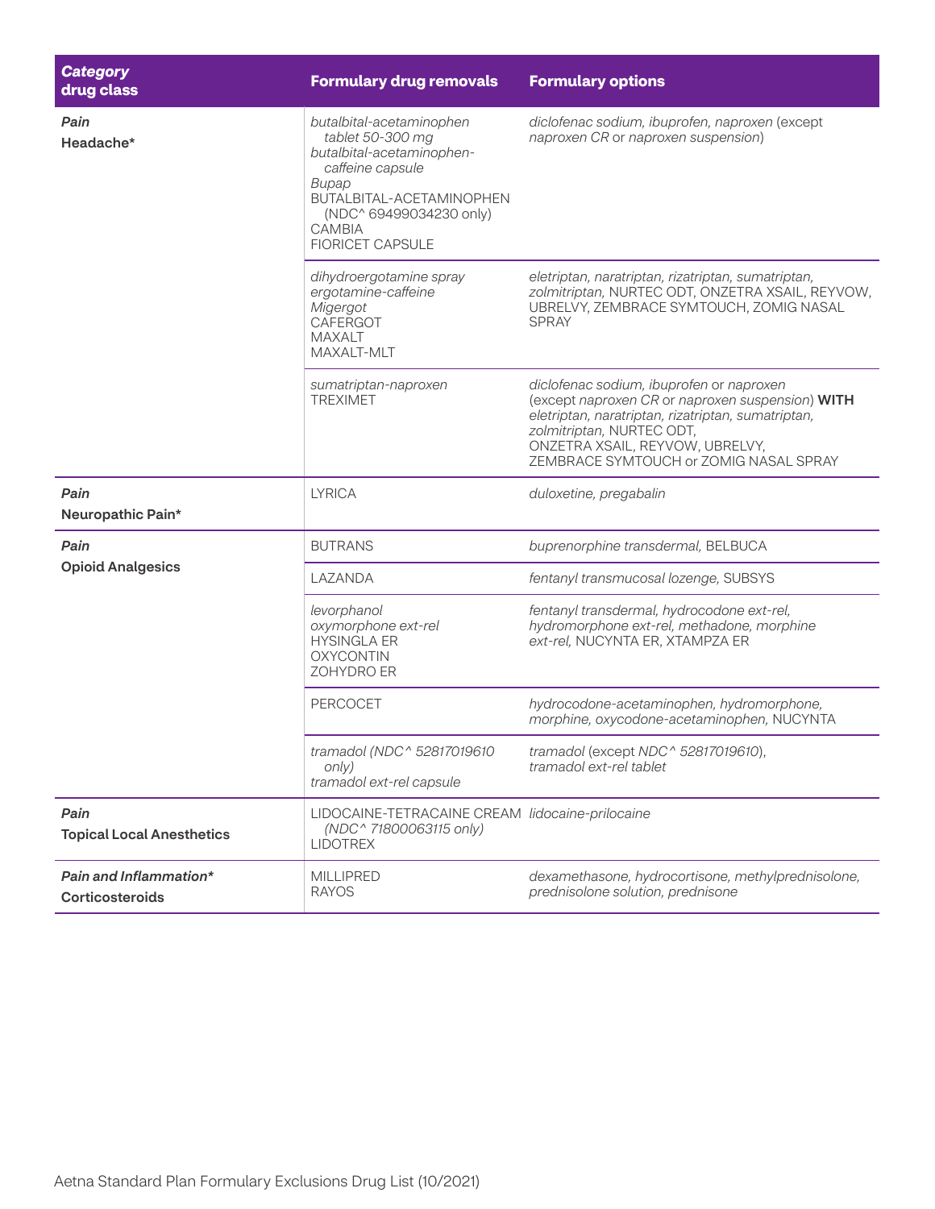| *Category* **drug class** | **Formulary drug removals** | **Formulary options** |
|---|---|---|
| ***Pain*** **Headache*** | *butalbital-acetaminophen tablet 50-300 mg*<br>*butalbital-acetaminophen-caffeine capsule*<br>*Bupap*<br>BUTALBITAL-ACETAMINOPHEN (NDC^ 69499034230 only)<br>CAMBIA<br>FIORICET CAPSULE | *diclofenac sodium, ibuprofen, naproxen* (except *naproxen CR* or *naproxen suspension*) |
| | *dihydroergotamine spray*<br>*ergotamine-caffeine*<br>*Migergot*<br>CAFERGOT<br>MAXALT<br>MAXALT-MLT | *eletriptan, naratriptan, rizatriptan, sumatriptan, zolmitriptan,* NURTEC ODT, ONZETRA XSAIL, REYVOW, UBRELVY, ZEMBRACE SYMTOUCH, ZOMIG NASAL SPRAY |
| | *sumatriptan-naproxen*<br>TREXIMET | *diclofenac sodium, ibuprofen* or *naproxen* (except *naproxen CR* or *naproxen suspension*) **WITH** *eletriptan, naratriptan, rizatriptan, sumatriptan, zolmitriptan,* NURTEC ODT, ONZETRA XSAIL, REYVOW, UBRELVY, ZEMBRACE SYMTOUCH or ZOMIG NASAL SPRAY |
| ***Pain*** **Neuropathic Pain*** | LYRICA | *duloxetine, pregabalin* |
| ***Pain*** **Opioid Analgesics** | BUTRANS | *buprenorphine transdermal,* BELBUCA |
| | LAZANDA | *fentanyl transmucosal lozenge,* SUBSYS |
| | *levorphanol*<br>*oxymorphone ext-rel*<br>HYSINGLA ER<br>OXYCONTIN<br>ZOHYDRO ER | *fentanyl transdermal, hydrocodone ext-rel, hydromorphone ext-rel, methadone, morphine ext-rel,* NUCYNTA ER, XTAMPZA ER |
| | PERCOCET | *hydrocodone-acetaminophen, hydromorphone, morphine, oxycodone-acetaminophen,* NUCYNTA |
| | *tramadol (NDC^ 52817019610 only)*<br>*tramadol ext-rel capsule* | *tramadol* (except *NDC^ 52817019610*), *tramadol ext-rel tablet* |
| ***Pain*** **Topical Local Anesthetics** | LIDOCAINE-TETRACAINE CREAM *(NDC^ 71800063115 only)*<br>LIDOTREX | *lidocaine-prilocaine* |
| ***Pain and Inflammation**** **Corticosteroids** | MILLIPRED<br>RAYOS | *dexamethasone, hydrocortisone, methylprednisolone, prednisolone solution, prednisone* |

Aetna Standard Plan Formulary Exclusions Drug List (10/2021)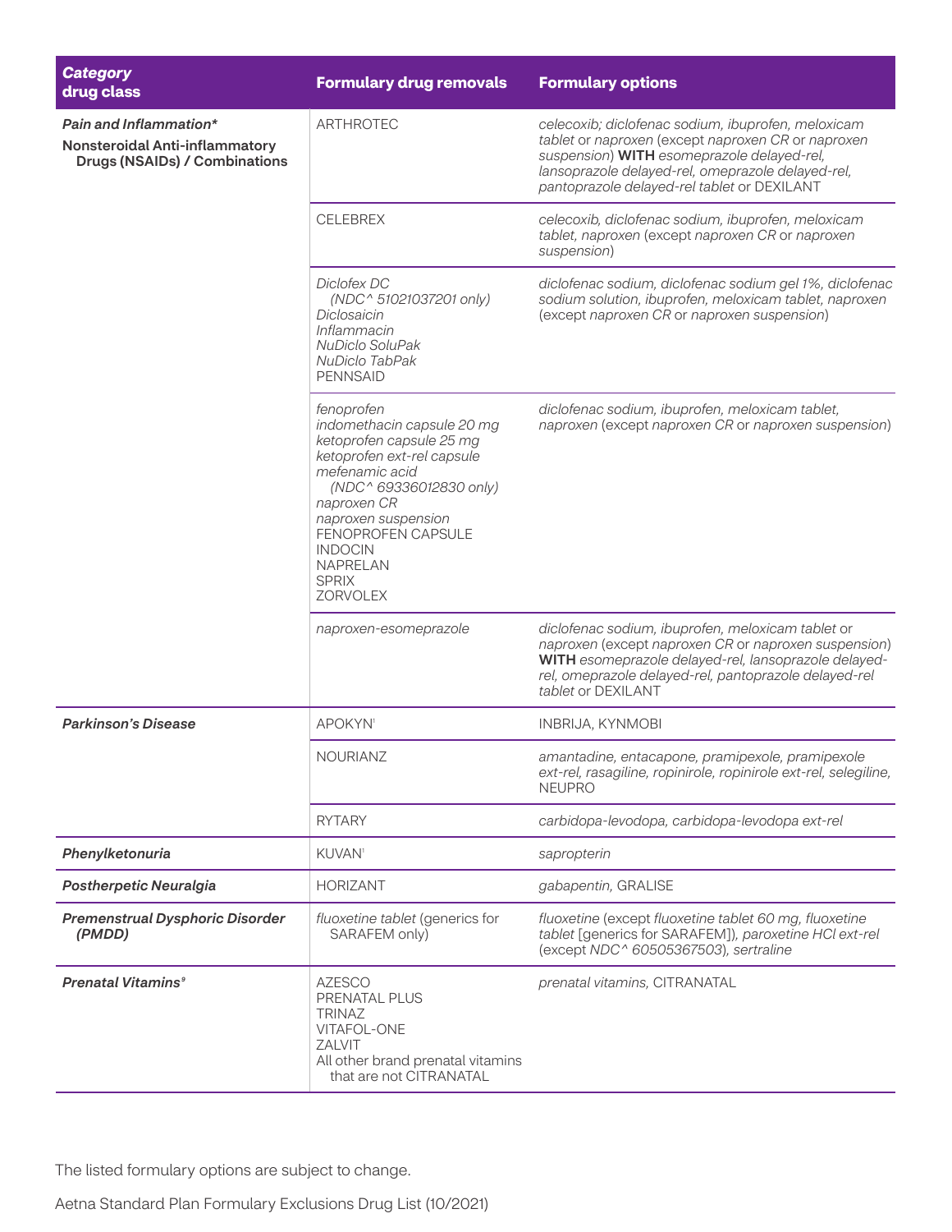| *Category* drug class | Formulary drug removals | Formulary options |
|---|---|---|
| ***Pain and Inflammation**** **Nonsteroidal Anti-inflammatory Drugs (NSAIDs) / Combinations** | ARTHROTEC | *celecoxib; diclofenac sodium, ibuprofen, meloxicam tablet* or *naproxen* (except *naproxen CR* or *naproxen suspension*) **WITH** *esomeprazole delayed-rel, lansoprazole delayed-rel, omeprazole delayed-rel, pantoprazole delayed-rel tablet* or DEXILANT |
| | CELEBREX | *celecoxib, diclofenac sodium, ibuprofen, meloxicam tablet, naproxen* (except *naproxen CR* or *naproxen suspension*) |
| | *Diclofex DC (NDC^ 51021037201 only)* *Diclosaicin* *Inflammacin* *NuDiclo SoluPak* *NuDiclo TabPak* PENNSAID | *diclofenac sodium, diclofenac sodium gel 1%, diclofenac sodium solution, ibuprofen, meloxicam tablet, naproxen* (except *naproxen CR* or *naproxen suspension*) |
| | *fenoprofen* *indomethacin capsule 20 mg* *ketoprofen capsule 25 mg* *ketoprofen ext-rel capsule* *mefenamic acid (NDC^ 69336012830 only)* *naproxen CR* *naproxen suspension* FENOPROFEN CAPSULE INDOCIN NAPRELAN SPRIX ZORVOLEX | *diclofenac sodium, ibuprofen, meloxicam tablet, naproxen* (except *naproxen CR* or *naproxen suspension*) |
| | *naproxen-esomeprazole* | *diclofenac sodium, ibuprofen, meloxicam tablet* or *naproxen* (except *naproxen CR* or *naproxen suspension*) **WITH** *esomeprazole delayed-rel, lansoprazole delayed-rel, omeprazole delayed-rel, pantoprazole delayed-rel tablet* or DEXILANT |
| ***Parkinson's Disease*** | APOKYN[1] | INBRIJA, KYNMOBI |
| | NOURIANZ | *amantadine, entacapone, pramipexole, pramipexole ext-rel, rasagiline, ropinirole, ropinirole ext-rel, selegiline,* NEUPRO |
| | RYTARY | *carbidopa-levodopa, carbidopa-levodopa ext-rel* |
| ***Phenylketonuria*** | KUVAN[1] | *sapropterin* |
| ***Postherpetic Neuralgia*** | HORIZANT | *gabapentin,* GRALISE |
| ***Premenstrual Dysphoric Disorder (PMDD)*** | *fluoxetine tablet* (generics for SARAFEM only) | *fluoxetine* (except *fluoxetine tablet 60 mg, fluoxetine tablet* [generics for SARAFEM]), *paroxetine HCl ext-rel* (except *NDC^ 60505367503*), *sertraline* |
| ***Prenatal Vitamins***[9] | AZESCO PRENATAL PLUS TRINAZ VITAFOL-ONE ZALVIT All other brand prenatal vitamins that are not CITRANATAL | *prenatal vitamins,* CITRANATAL |

The listed formulary options are subject to change.

Aetna Standard Plan Formulary Exclusions Drug List (10/2021)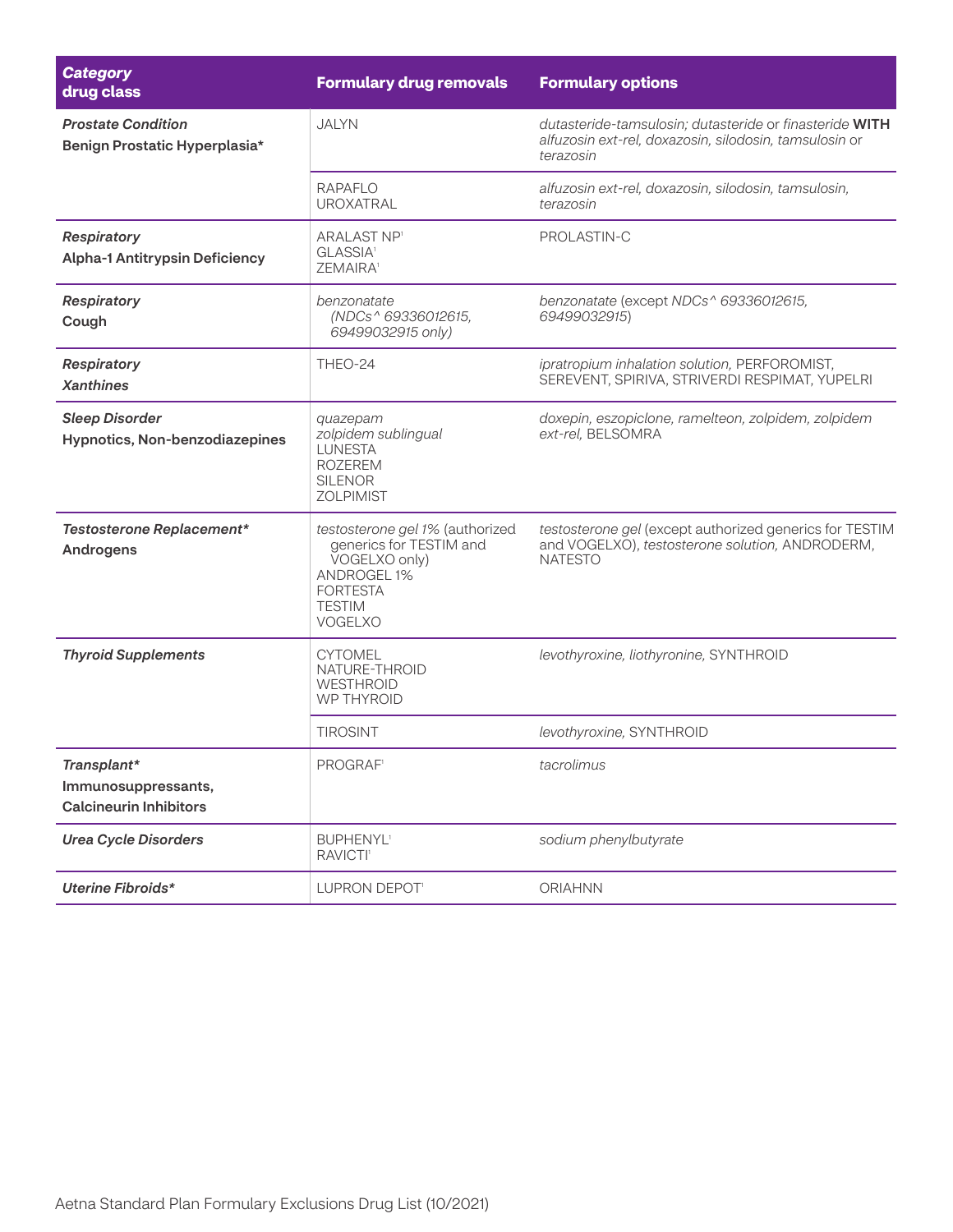| *Category* drug class | Formulary drug removals | Formulary options |
|---|---|---|
| ***Prostate Condition*** **Benign Prostatic Hyperplasia*** | JALYN | *dutasteride-tamsulosin; dutasteride* or *finasteride* **WITH** *alfuzosin ext-rel, doxazosin, silodosin, tamsulosin* or *terazosin* |
| | RAPAFLO UROXATRAL | *alfuzosin ext-rel, doxazosin, silodosin, tamsulosin, terazosin* |
| ***Respiratory*** **Alpha-1 Antitrypsin Deficiency** | ARALAST NP[1] GLASSIA[1] ZEMAIRA[1] | PROLASTIN-C |
| ***Respiratory*** **Cough** | *benzonatate (NDCs^ 69336012615, 69499032915 only)* | *benzonatate* (except *NDCs^ 69336012615, 69499032915*) |
| ***Respiratory*** ***Xanthines*** | THEO-24 | *ipratropium inhalation solution,* PERFOROMIST, SEREVENT, SPIRIVA, STRIVERDI RESPIMAT, YUPELRI |
| ***Sleep Disorder*** **Hypnotics, Non-benzodiazepines** | *quazepam* *zolpidem sublingual* LUNESTA ROZEREM SILENOR ZOLPIMIST | *doxepin, eszopiclone, ramelteon, zolpidem, zolpidem ext-rel,* BELSOMRA |
| ***Testosterone Replacement**** **Androgens** | *testosterone gel 1%* (authorized generics for TESTIM and VOGELXO only) ANDROGEL 1% FORTESTA TESTIM VOGELXO | *testosterone gel* (except authorized generics for TESTIM and VOGELXO), *testosterone solution,* ANDRODERM, NATESTO |
| ***Thyroid Supplements*** | CYTOMEL NATURE-THROID WESTHROID WP THYROID | *levothyroxine, liothyronine,* SYNTHROID |
| | TIROSINT | *levothyroxine,* SYNTHROID |
| ***Transplant**** **Immunosuppressants, Calcineurin Inhibitors** | PROGRAF[1] | *tacrolimus* |
| ***Urea Cycle Disorders*** | BUPHENYL[1] RAVICTI[1] | *sodium phenylbutyrate* |
| ***Uterine Fibroids**** | LUPRON DEPOT[1] | ORIAHNN |

Aetna Standard Plan Formulary Exclusions Drug List (10/2021)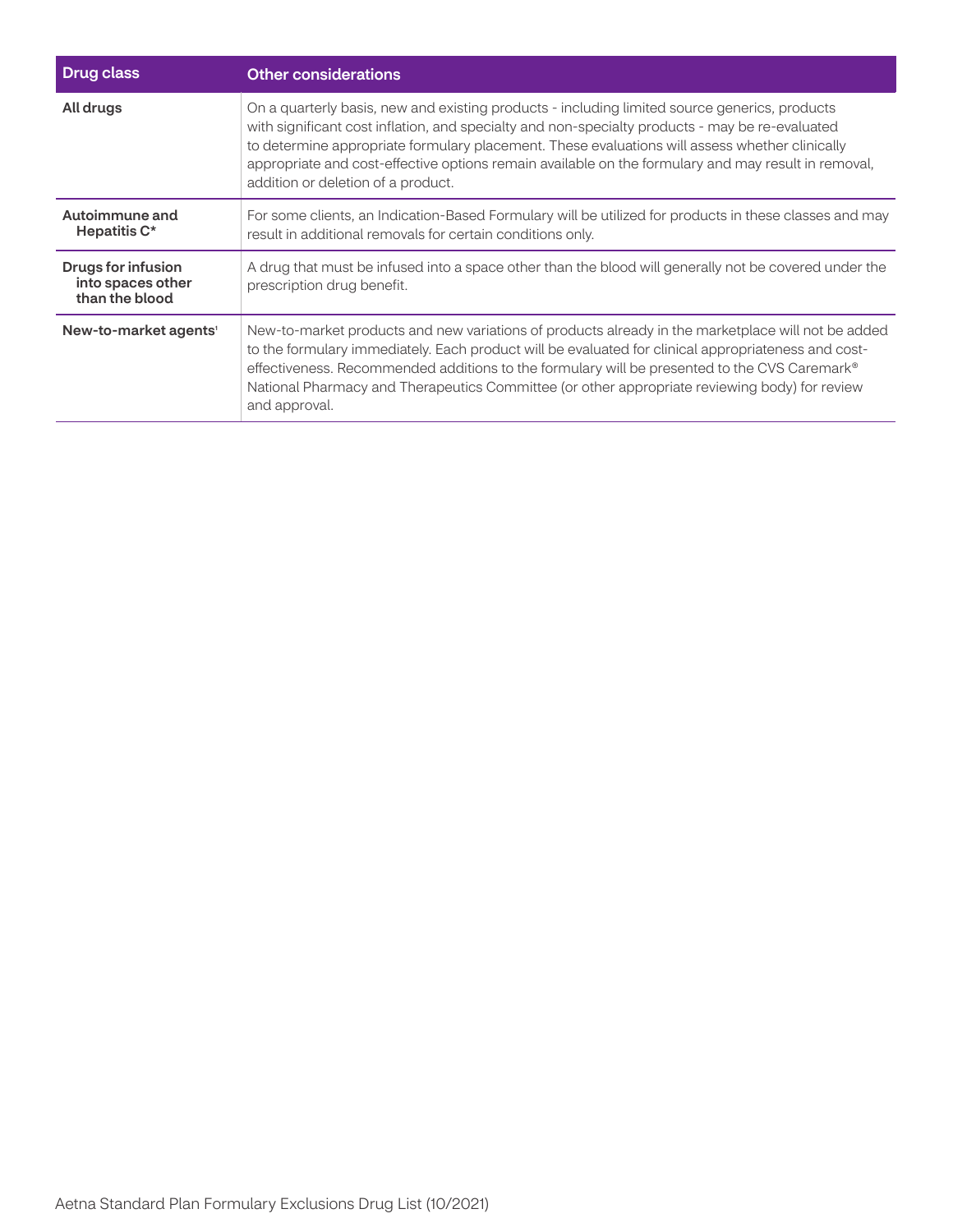| Drug class | Other considerations |
|---|---|
| **All drugs** | On a quarterly basis, new and existing products - including limited source generics, products with significant cost inflation, and specialty and non-specialty products - may be re-evaluated to determine appropriate formulary placement. These evaluations will assess whether clinically appropriate and cost-effective options remain available on the formulary and may result in removal, addition or deletion of a product. |
| **Autoimmune and Hepatitis C*** | For some clients, an Indication-Based Formulary will be utilized for products in these classes and may result in additional removals for certain conditions only. |
| **Drugs for infusion into spaces other than the blood** | A drug that must be infused into a space other than the blood will generally not be covered under the prescription drug benefit. |
| **New-to-market agents**[1] | New-to-market products and new variations of products already in the marketplace will not be added to the formulary immediately. Each product will be evaluated for clinical appropriateness and cost-effectiveness. Recommended additions to the formulary will be presented to the CVS Caremark® National Pharmacy and Therapeutics Committee (or other appropriate reviewing body) for review and approval. |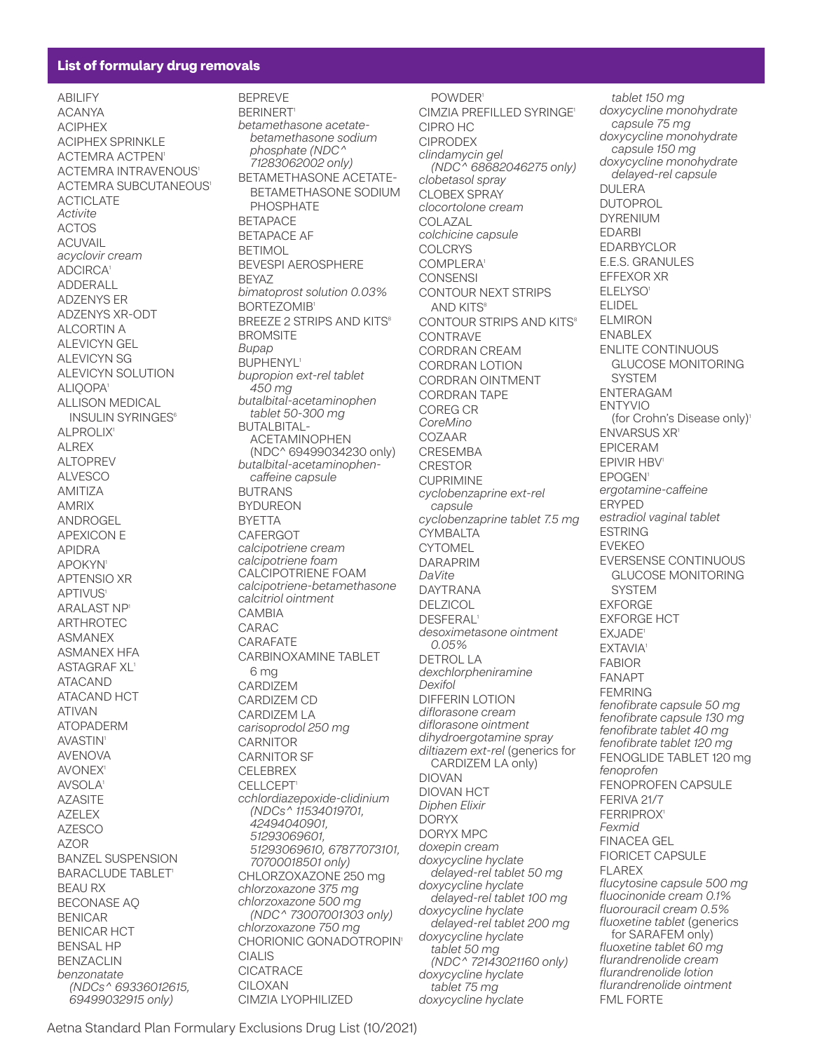## List of formulary drug removals

ABILIFY
ACANYA
ACIPHEX
ACIPHEX SPRINKLE
ACTEMRA ACTPEN[1]
ACTEMRA INTRAVENOUS[1]
ACTEMRA SUBCUTANEOUS[1]
ACTICLATE
*Activite*
ACTOS
ACUVAIL
*acyclovir cream*
ADCIRCA[1]
ADDERALL
ADZENYS ER
ADZENYS XR-ODT
ALCORTIN A
ALEVICYN GEL
ALEVICYN SG
ALEVICYN SOLUTION
ALIQOPA[1]
ALLISON MEDICAL INSULIN SYRINGES[6]
ALPROLIX[1]
ALREX
ALTOPREV
ALVESCO
AMITIZA
AMRIX
ANDROGEL
APEXICON E
APIDRA
APOKYN[1]
APTENSIO XR
APTIVUS[1]
ARALAST NP[1]
ARTHROTEC
ASMANEX
ASMANEX HFA
ASTAGRAF XL[1]
ATACAND
ATACAND HCT
ATIVAN
ATOPADERM
AVASTIN[1]
AVENOVA
AVONEX[1]
AVSOLA[1]
AZASITE
AZELEX
AZESCO
AZOR
BANZEL SUSPENSION
BARACLUDE TABLET[1]
BEAU RX
BECONASE AQ
BENICAR
BENICAR HCT
BENSAL HP
BENZACLIN
*benzonatate (NDCs^ 69336012615, 69499032915 only)*
BEPREVE
BERINERT[1]
*betamethasone acetate-betamethasone sodium phosphate (NDC^ 71283062002 only)*
BETAMETHASONE ACETATE-BETAMETHASONE SODIUM PHOSPHATE
BETAPACE
BETAPACE AF
BETIMOL
BEVESPI AEROSPHERE
BEYAZ
*bimatoprost solution 0.03%*
BORTEZOMIB[1]
BREEZE 2 STRIPS AND KITS[8]
BROMSITE
*Bupap*
BUPHENYL[1]
*bupropion ext-rel tablet 450 mg*
*butalbital-acetaminophen tablet 50-300 mg*
BUTALBITAL-ACETAMINOPHEN (NDC^ 69499034230 only)
*butalbital-acetaminophen-caffeine capsule*
BUTRANS
BYDUREON
BYETTA
CAFERGOT
*calcipotriene cream*
*calcipotriene foam*
CALCIPOTRIENE FOAM
*calcipotriene-betamethasone*
*calcitriol ointment*
CAMBIA
CARAC
CARAFATE
CARBINOXAMINE TABLET 6 mg
CARDIZEM
CARDIZEM CD
CARDIZEM LA
*carisoprodol 250 mg*
CARNITOR
CARNITOR SF
CELEBREX
CELLCEPT[1]
*cchlordiazepoxide-clidinium (NDCs^ 11534019701, 42494040901, 51293069601, 51293069610, 67877073101, 70700018501 only)*
CHLORZOXAZONE 250 mg
*chlorzoxazone 375 mg*
*chlorzoxazone 500 mg (NDC^ 73007001303 only)*
*chlorzoxazone 750 mg*
CHORIONIC GONADOTROPIN[1]
CIALIS
CICATRACE
CILOXAN
CIMZIA LYOPHILIZED POWDER[1]
CIMZIA PREFILLED SYRINGE[1]
CIPRO HC
CIPRODEX
*clindamycin gel (NDC^ 68682046275 only)*
*clobetasol spray*
CLOBEX SPRAY
*clocortolone cream*
COLAZAL
*colchicine capsule*
COLCRYS
COMPLERA[1]
CONSENSI
CONTOUR NEXT STRIPS AND KITS[8]
CONTOUR STRIPS AND KITS[8]
CONTRAVE
CORDRAN CREAM
CORDRAN LOTION
CORDRAN OINTMENT
CORDRAN TAPE
COREG CR
*CoreMino*
COZAAR
CRESEMBA
CRESTOR
CUPRIMINE
*cyclobenzaprine ext-rel capsule*
*cyclobenzaprine tablet 7.5 mg*
CYMBALTA
CYTOMEL
DARAPRIM
*DaVite*
DAYTRANA
DELZICOL
DESFERAL[1]
*desoximetasone ointment 0.05%*
DETROL LA
*dexchlorpheniramine*
*Dexifol*
DIFFERIN LOTION
*diflorasone cream*
*diflorasone ointment*
*dihydroergotamine spray*
*diltiazem ext-rel* (generics for CARDIZEM LA only)
DIOVAN
DIOVAN HCT
*Diphen Elixir*
DORYX
DORYX MPC
*doxepin cream*
*doxycycline hyclate delayed-rel tablet 50 mg*
*doxycycline hyclate delayed-rel tablet 100 mg*
*doxycycline hyclate delayed-rel tablet 200 mg*
*doxycycline hyclate tablet 50 mg (NDC^ 72143021160 only)*
*doxycycline hyclate tablet 75 mg*
*doxycycline hyclate tablet 150 mg*
*doxycycline monohydrate capsule 75 mg*
*doxycycline monohydrate capsule 150 mg*
*doxycycline monohydrate delayed-rel capsule*
DULERA
DUTOPROL
DYRENIUM
EDARBI
EDARBYCLOR
E.E.S. GRANULES
EFFEXOR XR
ELELYSO[1]
ELIDEL
ELMIRON
ENABLEX
ENLITE CONTINUOUS GLUCOSE MONITORING SYSTEM
ENTERAGAM
ENTYVIO (for Crohn's Disease only)[1]
ENVARSUS XR[1]
EPICERAM
EPIVIR HBV[1]
EPOGEN[1]
*ergotamine-caffeine*
ERYPED
*estradiol vaginal tablet*
ESTRING
EVEKEO
EVERSENSE CONTINUOUS GLUCOSE MONITORING SYSTEM
EXFORGE
EXFORGE HCT
EXJADE[1]
EXTAVIA[1]
FABIOR
FANAPT
FEMRING
*fenofibrate capsule 50 mg*
*fenofibrate capsule 130 mg*
*fenofibrate tablet 40 mg*
*fenofibrate tablet 120 mg*
FENOGLIDE TABLET 120 mg
*fenoprofen*
FENOPROFEN CAPSULE
FERIVA 21/7
FERRIPROX[1]
*Fexmid*
FINACEA GEL
FIORICET CAPSULE
FLAREX
*flucytosine capsule 500 mg*
*fluocinonide cream 0.1%*
*fluorouracil cream 0.5%*
*fluoxetine tablet* (generics for SARAFEM only)
*fluoxetine tablet 60 mg*
*flurandrenolide cream*
*flurandrenolide lotion*
*flurandrenolide ointment*
FML FORTE

Aetna Standard Plan Formulary Exclusions Drug List (10/2021)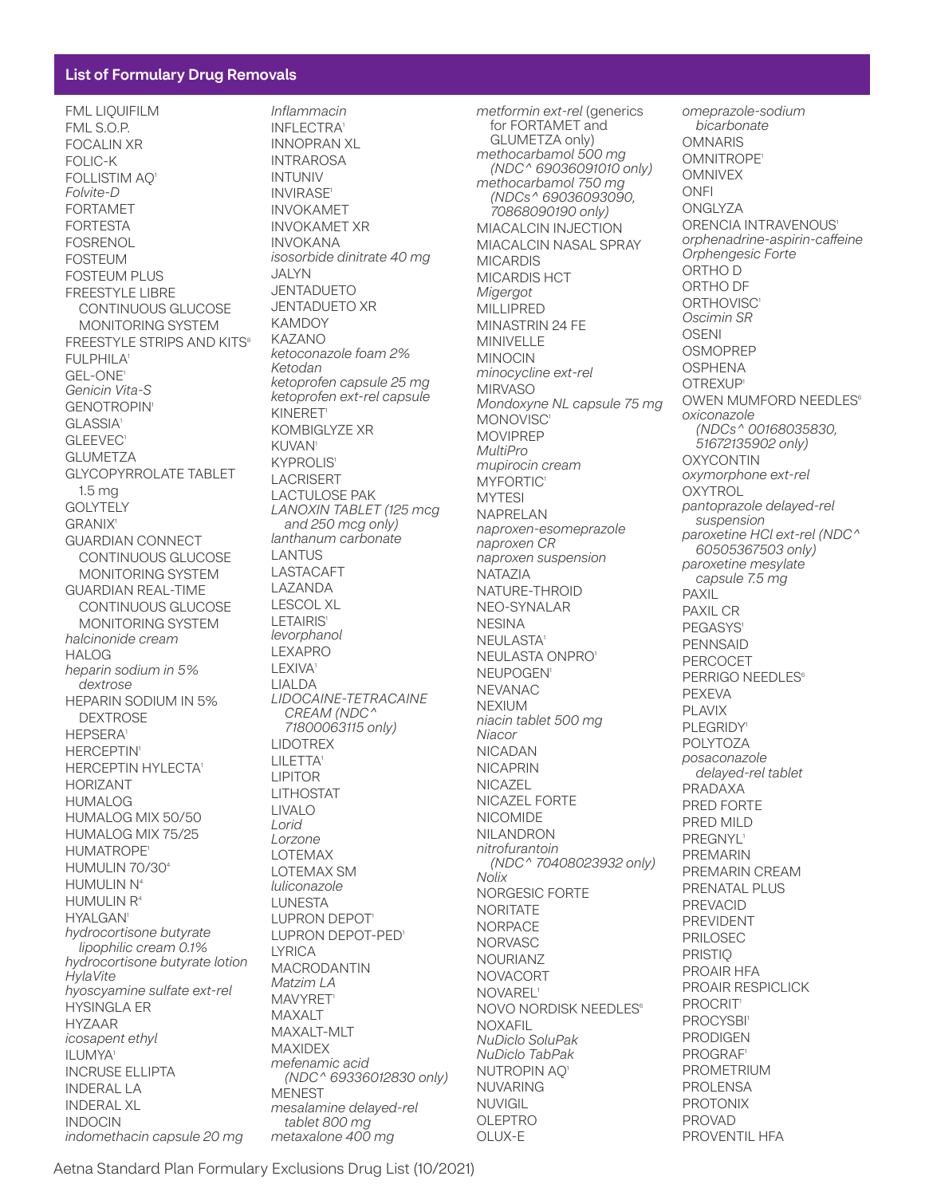## List of Formulary Drug Removals

FML LIQUIFILM
FML S.O.P.
FOCALIN XR
FOLIC-K
FOLLISTIM AQ[1]
*Folvite-D*
FORTAMET
FORTESTA
FOSRENOL
FOSTEUM
FOSTEUM PLUS
FREESTYLE LIBRE CONTINUOUS GLUCOSE MONITORING SYSTEM
FREESTYLE STRIPS AND KITS[8]
FULPHILA[1]
GEL-ONE[1]
*Genicin Vita-S*
GENOTROPIN[1]
GLASSIA[1]
GLEEVEC[1]
GLUMETZA
GLYCOPYRROLATE TABLET 1.5 mg
GOLYTELY
GRANIX[1]
GUARDIAN CONNECT CONTINUOUS GLUCOSE MONITORING SYSTEM
GUARDIAN REAL-TIME CONTINUOUS GLUCOSE MONITORING SYSTEM
*halcinonide cream*
HALOG
*heparin sodium in 5% dextrose*
HEPARIN SODIUM IN 5% DEXTROSE
HEPSERA[1]
HERCEPTIN[1]
HERCEPTIN HYLECTA[1]
HORIZANT
HUMALOG
HUMALOG MIX 50/50
HUMALOG MIX 75/25
HUMATROPE[1]
HUMULIN 70/30[4]
HUMULIN N[4]
HUMULIN R[4]
HYALGAN[1]
*hydrocortisone butyrate lipophilic cream 0.1%*
*hydrocortisone butyrate lotion*
*HylaVite*
*hyoscyamine sulfate ext-rel*
HYSINGLA ER
HYZAAR
*icosapent ethyl*
ILUMYA[1]
INCRUSE ELLIPTA
INDERAL LA
INDERAL XL
INDOCIN
*indomethacin capsule 20 mg*
*Inflammacin*
INFLECTRA[1]
INNOPRAN XL
INTRAROSA
INTUNIV
INVIRASE[1]
INVOKAMET
INVOKAMET XR
INVOKANA
*isosorbide dinitrate 40 mg*
JALYN
JENTADUETO
JENTADUETO XR
KAMDOY
KAZANO
*ketoconazole foam 2%*
*Ketodan*
*ketoprofen capsule 25 mg*
*ketoprofen ext-rel capsule*
KINERET[1]
KOMBIGLYZE XR
KUVAN[1]
KYPROLIS[1]
LACRISERT
LACTULOSE PAK
*LANOXIN TABLET (125 mcg and 250 mcg only)*
*lanthanum carbonate*
LANTUS
LASTACAFT
LAZANDA
LESCOL XL
LETAIRIS[1]
*levorphanol*
LEXAPRO
LEXIVA[1]
LIALDA
*LIDOCAINE-TETRACAINE CREAM (NDC^ 71800063115 only)*
LIDOTREX
LILETTA[1]
LIPITOR
LITHOSTAT
LIVALO
*Lorid*
*Lorzone*
LOTEMAX
LOTEMAX SM
*luliconazole*
LUNESTA
LUPRON DEPOT[1]
LUPRON DEPOT-PED[1]
LYRICA
MACRODANTIN
*Matzim LA*
MAVYRET[1]
MAXALT
MAXALT-MLT
MAXIDEX
*mefenamic acid (NDC^ 69336012830 only)*
MENEST
*mesalamine delayed-rel tablet 800 mg*
*metaxalone 400 mg*
*metformin ext-rel (generics for FORTAMET and GLUMETZA only)*
*methocarbamol 500 mg (NDC^ 69036091010 only)*
*methocarbamol 750 mg (NDCs^ 69036093090, 70868090190 only)*
MIACALCIN INJECTION
MIACALCIN NASAL SPRAY
MICARDIS
MICARDIS HCT
*Migergot*
MILLIPRED
MINASTRIN 24 FE
MINIVELLE
MINOCIN
*minocycline ext-rel*
MIRVASO
*Mondoxyne NL capsule 75 mg*
MONOVISC[1]
MOVIPREP
*MultiPro*
*mupirocin cream*
MYFORTIC[1]
MYTESI
NAPRELAN
*naproxen-esomeprazole*
*naproxen CR*
*naproxen suspension*
NATAZIA
NATURE-THROID
NEO-SYNALAR
NESINA
NEULASTA[1]
NEULASTA ONPRO[1]
NEUPOGEN[1]
NEVANAC
NEXIUM
*niacin tablet 500 mg*
*Niacor*
NICADAN
NICAPRIN
NICAZEL
NICAZEL FORTE
NICOMIDE
NILANDRON
*nitrofurantoin (NDC^ 70408023932 only)*
*Nolix*
NORGESIC FORTE
NORITATE
NORPACE
NORVASC
NOURIANZ
NOVACORT
NOVAREL[1]
NOVO NORDISK NEEDLES[6]
NOXAFIL
*NuDiclo SoluPak*
*NuDiclo TabPak*
NUTROPIN AQ[1]
NUVARING
NUVIGIL
OLEPTRO
OLUX-E
*omeprazole-sodium bicarbonate*
OMNARIS
OMNITROPE[1]
OMNIVEX
ONFI
ONGLYZA
ORENCIA INTRAVENOUS[1]
*orphenadrine-aspirin-caffeine*
*Orphengesic Forte*
ORTHO D
ORTHO DF
ORTHOVISC[1]
*Oscimin SR*
OSENI
OSMOPREP
OSPHENA
OTREXUP[1]
OWEN MUMFORD NEEDLES[6]
*oxiconazole (NDCs^ 00168035830, 51672135902 only)*
OXYCONTIN
*oxymorphone ext-rel*
OXYTROL
*pantoprazole delayed-rel suspension*
*paroxetine HCl ext-rel (NDC^ 60505367503 only)*
*paroxetine mesylate capsule 7.5 mg*
PAXIL
PAXIL CR
PEGASYS[1]
PENNSAID
PERCOCET
PERRIGO NEEDLES[6]
PEXEVA
PLAVIX
PLEGRIDY[1]
POLYTOZA
*posaconazole delayed-rel tablet*
PRADAXA
PRED FORTE
PRED MILD
PREGNYL[1]
PREMARIN
PREMARIN CREAM
PRENATAL PLUS
PREVACID
PREVIDENT
PRILOSEC
PRISTIQ
PROAIR HFA
PROAIR RESPICLICK
PROCRIT[1]
PROCYSBI[1]
PRODIGEN
PROGRAF[1]
PROMETRIUM
PROLENSA
PROTONIX
PROVAD
PROVENTIL HFA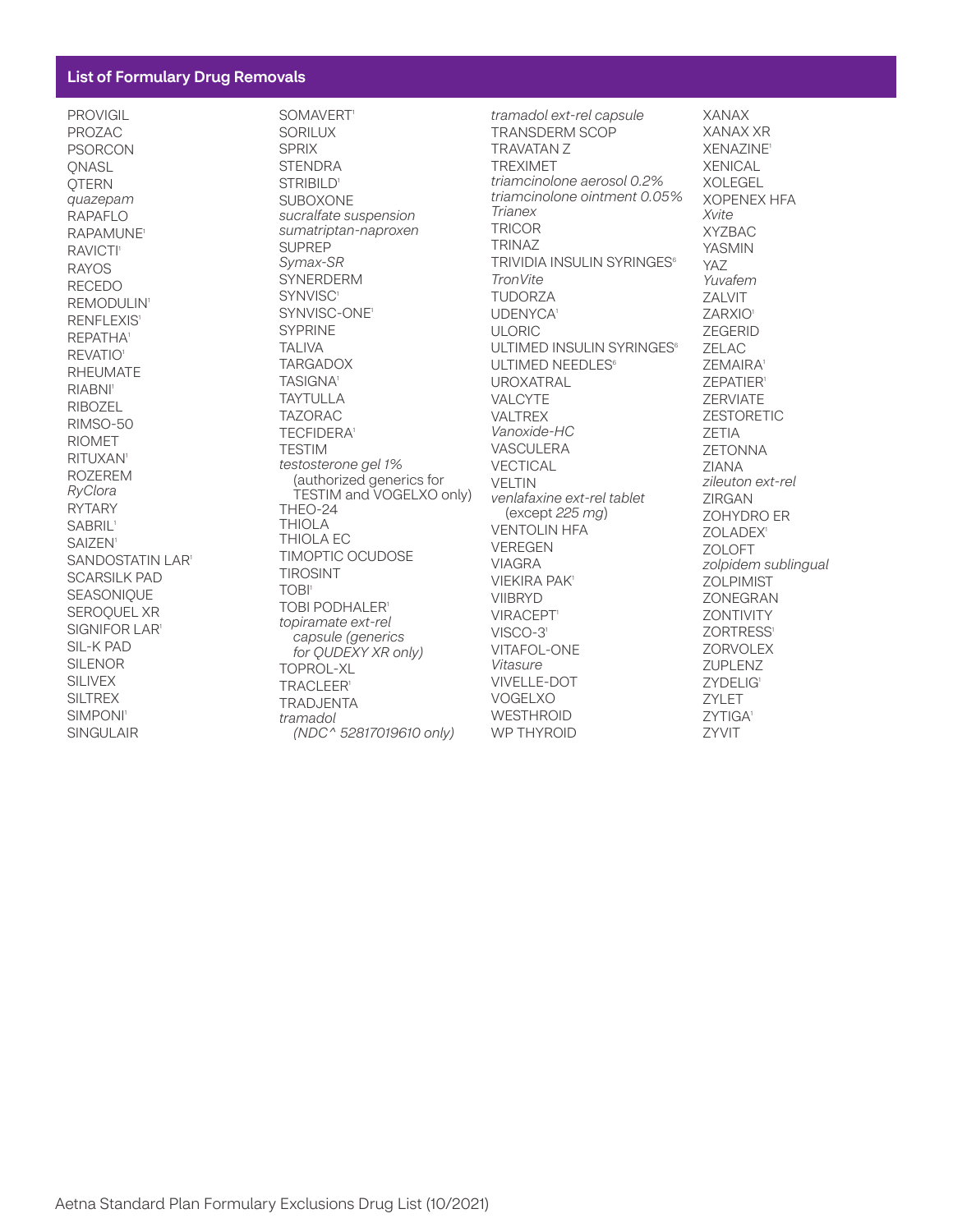## List of Formulary Drug Removals

PROVIGIL
PROZAC
PSORCON
QNASL
QTERN
*quazepam*
RAPAFLO
RAPAMUNE[1]
RAVICTI[1]
RAYOS
RECEDO
REMODULIN[1]
RENFLEXIS[1]
REPATHA[1]
REVATIO[1]
RHEUMATE
RIABNI[1]
RIBOZEL
RIMSO-50
RIOMET
RITUXAN[1]
ROZEREM
*RyClora*
RYTARY
SABRIL[1]
SAIZEN[1]
SANDOSTATIN LAR[1]
SCARSILK PAD
SEASONIQUE
SEROQUEL XR
SIGNIFOR LAR[1]
SIL-K PAD
SILENOR
SILIVEX
SILTREX
SIMPONI[1]
SINGULAIR
SOMAVERT[1]
SORILUX
SPRIX
STENDRA
STRIBILD[1]
SUBOXONE
*sucralfate suspension*
*sumatriptan-naproxen*
SUPREP
*Symax-SR*
SYNERDERM
SYNVISC[1]
SYNVISC-ONE[1]
SYPRINE
TALIVA
TARGADOX
TASIGNA[1]
TAYTULLA
TAZORAC
TECFIDERA[1]
TESTIM
*testosterone gel 1%* (authorized generics for TESTIM and VOGELXO only)
THEO-24
THIOLA
THIOLA EC
TIMOPTIC OCUDOSE
TIROSINT
TOBI[1]
TOBI PODHALER[1]
*topiramate ext-rel capsule (generics for QUDEXY XR only)*
TOPROL-XL
TRACLEER[1]
TRADJENTA
*tramadol (NDC^ 52817019610 only)*
*tramadol ext-rel capsule*
TRANSDERM SCOP
TRAVATAN Z
TREXIMET
*triamcinolone aerosol 0.2%*
*triamcinolone ointment 0.05%*
*Trianex*
TRICOR
TRINAZ
TRIVIDIA INSULIN SYRINGES[6]
*TronVite*
TUDORZA
UDENYCA[1]
ULORIC
ULTIMED INSULIN SYRINGES[6]
ULTIMED NEEDLES[6]
UROXATRAL
VALCYTE
VALTREX
*Vanoxide-HC*
VASCULERA
VECTICAL
VELTIN
*venlafaxine ext-rel tablet* (except *225 mg*)
VENTOLIN HFA
VEREGEN
VIAGRA
VIEKIRA PAK[1]
VIIBRYD
VIRACEPT[1]
VISCO-3[1]
VITAFOL-ONE
*Vitasure*
VIVELLE-DOT
VOGELXO
WESTHROID
WP THYROID
XANAX
XANAX XR
XENAZINE[1]
XENICAL
XOLEGEL
XOPENEX HFA
*Xvite*
XYZBAC
YASMIN
YAZ
*Yuvafem*
ZALVIT
ZARXIO[1]
ZEGERID
ZELAC
ZEMAIRA[1]
ZEPATIER[1]
ZERVIATE
ZESTORETIC
ZETIA
ZETONNA
ZIANA
*zileuton ext-rel*
ZIRGAN
ZOHYDRO ER
ZOLADEX[1]
ZOLOFT
*zolpidem sublingual*
ZOLPIMIST
ZONEGRAN
ZONTIVITY
ZORTRESS[1]
ZORVOLEX
ZUPLENZ
ZYDELIG[1]
ZYLET
ZYTIGA[1]
ZYVIT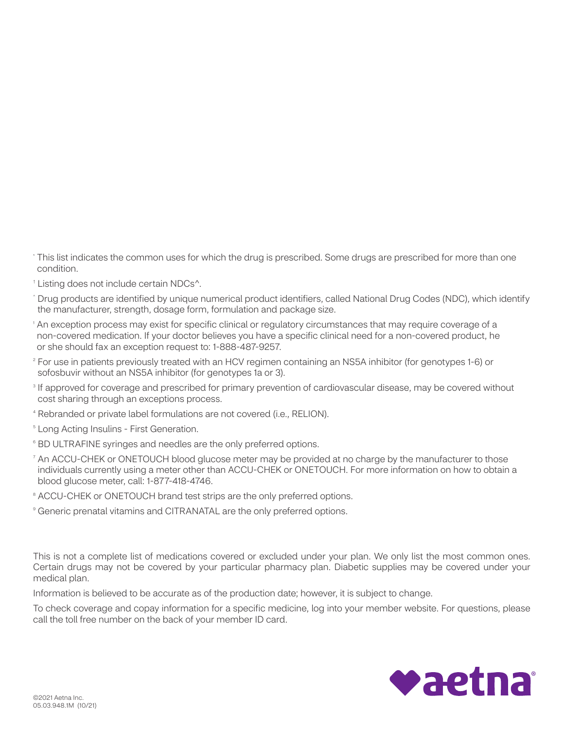[*] This list indicates the common uses for which the drug is prescribed. Some drugs are prescribed for more than one condition.

[†] Listing does not include certain NDCs^.

[^] Drug products are identified by unique numerical product identifiers, called National Drug Codes (NDC), which identify the manufacturer, strength, dosage form, formulation and package size.

[‡] An exception process may exist for specific clinical or regulatory circumstances that may require coverage of a non-covered medication. If your doctor believes you have a specific clinical need for a non-covered product, he or she should fax an exception request to: 1-888-487-9257.

[2] For use in patients previously treated with an HCV regimen containing an NS5A inhibitor (for genotypes 1-6) or sofosbuvir without an NS5A inhibitor (for genotypes 1a or 3).

[3] If approved for coverage and prescribed for primary prevention of cardiovascular disease, may be covered without cost sharing through an exceptions process.

[4] Rebranded or private label formulations are not covered (i.e., RELION).

[5] Long Acting Insulins - First Generation.

[6] BD ULTRAFINE syringes and needles are the only preferred options.

[7] An ACCU-CHEK or ONETOUCH blood glucose meter may be provided at no charge by the manufacturer to those individuals currently using a meter other than ACCU-CHEK or ONETOUCH. For more information on how to obtain a blood glucose meter, call: 1-877-418-4746.

[8] ACCU-CHEK or ONETOUCH brand test strips are the only preferred options.

[9] Generic prenatal vitamins and CITRANATAL are the only preferred options.

This is not a complete list of medications covered or excluded under your plan. We only list the most common ones. Certain drugs may not be covered by your particular pharmacy plan. Diabetic supplies may be covered under your medical plan.

Information is believed to be accurate as of the production date; however, it is subject to change.

To check coverage and copay information for a specific medicine, log into your member website. For questions, please call the toll free number on the back of your member ID card.

aetna®

©2021 Aetna Inc.
05.03.948.1M (10/21)